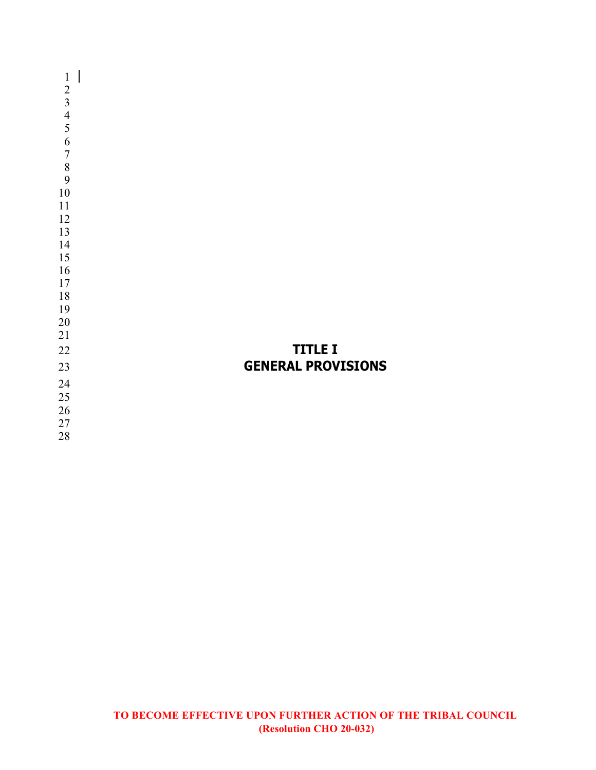# TITLE I
# GENERAL PROVISIONS

**TO BECOME EFFECTIVE UPON FURTHER ACTION OF THE TRIBAL COUNCIL (Resolution CHO 20-032)**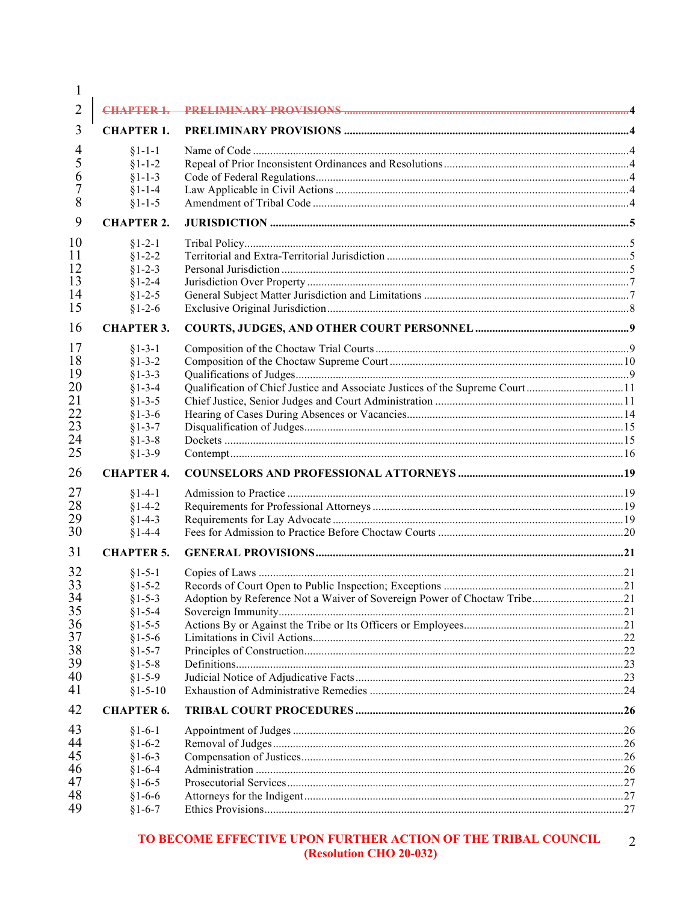~~CHAPTER 1. PRELIMINARY PROVISIONS ....................................................................................................4~~

| | | |
|---|---|---|
| **CHAPTER 1.** | **PRELIMINARY PROVISIONS** | **4** |
| §1-1-1 | Name of Code | 4 |
| §1-1-2 | Repeal of Prior Inconsistent Ordinances and Resolutions | 4 |
| §1-1-3 | Code of Federal Regulations | 4 |
| §1-1-4 | Law Applicable in Civil Actions | 4 |
| §1-1-5 | Amendment of Tribal Code | 4 |
| **CHAPTER 2.** | **JURISDICTION** | **5** |
| §1-2-1 | Tribal Policy | 5 |
| §1-2-2 | Territorial and Extra-Territorial Jurisdiction | 5 |
| §1-2-3 | Personal Jurisdiction | 5 |
| §1-2-4 | Jurisdiction Over Property | 7 |
| §1-2-5 | General Subject Matter Jurisdiction and Limitations | 7 |
| §1-2-6 | Exclusive Original Jurisdiction | 8 |
| **CHAPTER 3.** | **COURTS, JUDGES, AND OTHER COURT PERSONNEL** | **9** |
| §1-3-1 | Composition of the Choctaw Trial Courts | 9 |
| §1-3-2 | Composition of the Choctaw Supreme Court | 10 |
| §1-3-3 | Qualifications of Judges | 9 |
| §1-3-4 | Qualification of Chief Justice and Associate Justices of the Supreme Court | 11 |
| §1-3-5 | Chief Justice, Senior Judges and Court Administration | 11 |
| §1-3-6 | Hearing of Cases During Absences or Vacancies | 14 |
| §1-3-7 | Disqualification of Judges | 15 |
| §1-3-8 | Dockets | 15 |
| §1-3-9 | Contempt | 16 |
| **CHAPTER 4.** | **COUNSELORS AND PROFESSIONAL ATTORNEYS** | **19** |
| §1-4-1 | Admission to Practice | 19 |
| §1-4-2 | Requirements for Professional Attorneys | 19 |
| §1-4-3 | Requirements for Lay Advocate | 19 |
| §1-4-4 | Fees for Admission to Practice Before Choctaw Courts | 20 |
| **CHAPTER 5.** | **GENERAL PROVISIONS** | **21** |
| §1-5-1 | Copies of Laws | 21 |
| §1-5-2 | Records of Court Open to Public Inspection; Exceptions | 21 |
| §1-5-3 | Adoption by Reference Not a Waiver of Sovereign Power of Choctaw Tribe | 21 |
| §1-5-4 | Sovereign Immunity | 21 |
| §1-5-5 | Actions By or Against the Tribe or Its Officers or Employees | 21 |
| §1-5-6 | Limitations in Civil Actions | 22 |
| §1-5-7 | Principles of Construction | 22 |
| §1-5-8 | Definitions | 23 |
| §1-5-9 | Judicial Notice of Adjudicative Facts | 23 |
| §1-5-10 | Exhaustion of Administrative Remedies | 24 |
| **CHAPTER 6.** | **TRIBAL COURT PROCEDURES** | **26** |
| §1-6-1 | Appointment of Judges | 26 |
| §1-6-2 | Removal of Judges | 26 |
| §1-6-3 | Compensation of Justices | 26 |
| §1-6-4 | Administration | 26 |
| §1-6-5 | Prosecutorial Services | 27 |
| §1-6-6 | Attorneys for the Indigent | 27 |
| §1-6-7 | Ethics Provisions | 27 |

**TO BECOME EFFECTIVE UPON FURTHER ACTION OF THE TRIBAL COUNCIL (Resolution CHO 20-032)**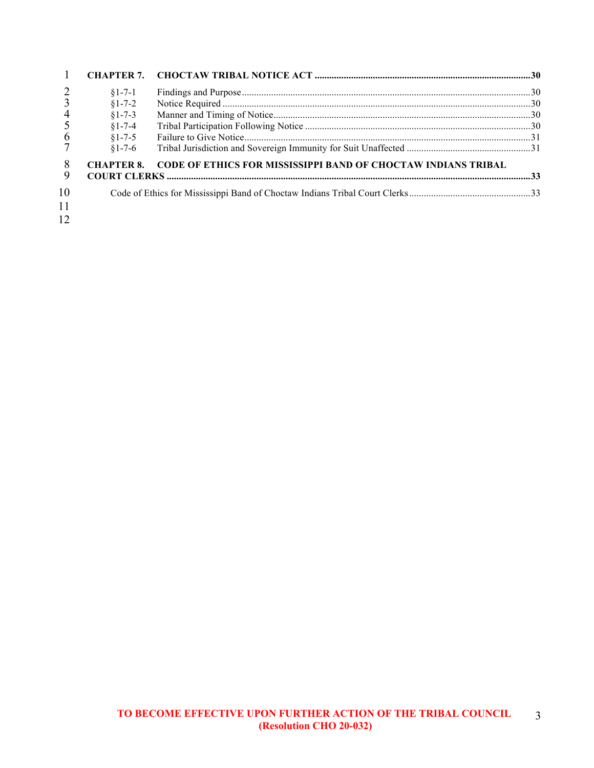**CHAPTER 7. CHOCTAW TRIBAL NOTICE ACT** .......... **30**

§1-7-1 Findings and Purpose .......... 30
§1-7-2 Notice Required .......... 30
§1-7-3 Manner and Timing of Notice .......... 30
§1-7-4 Tribal Participation Following Notice .......... 30
§1-7-5 Failure to Give Notice .......... 31
§1-7-6 Tribal Jurisdiction and Sovereign Immunity for Suit Unaffected .......... 31

**CHAPTER 8. CODE OF ETHICS FOR MISSISSIPPI BAND OF CHOCTAW INDIANS TRIBAL COURT CLERKS** .......... **33**

Code of Ethics for Mississippi Band of Choctaw Indians Tribal Court Clerks .......... 33

**TO BECOME EFFECTIVE UPON FURTHER ACTION OF THE TRIBAL COUNCIL (Resolution CHO 20-032)**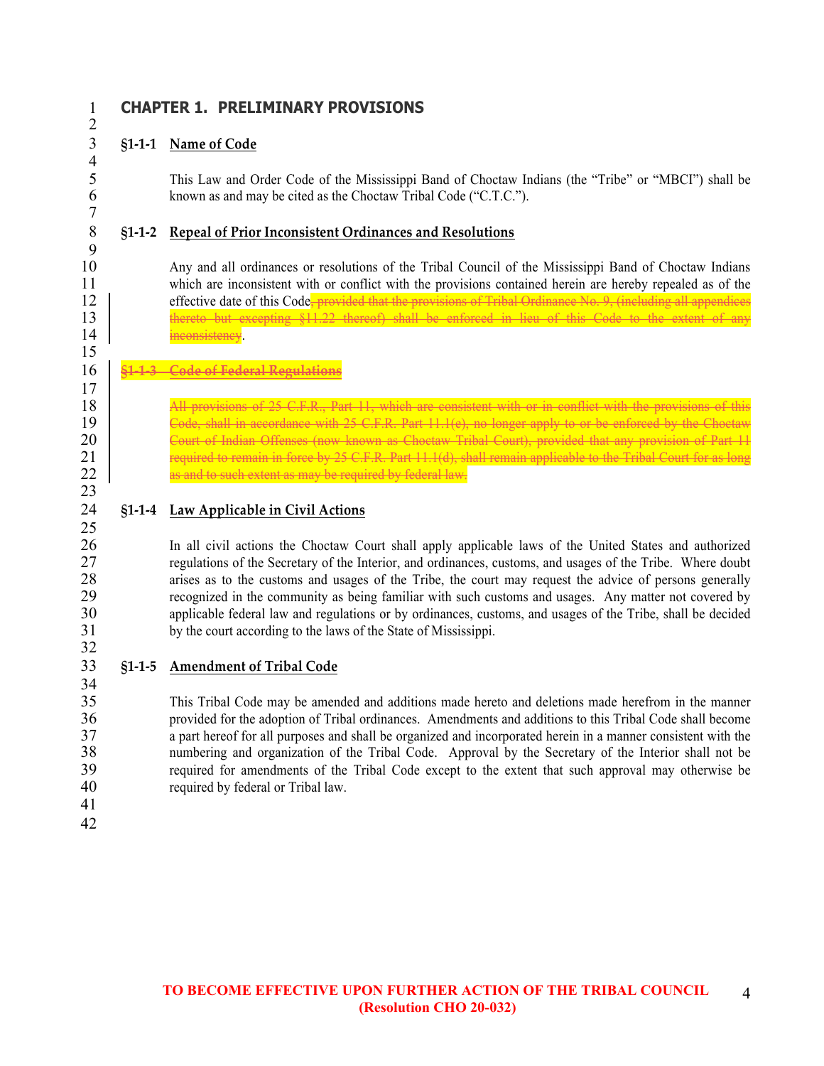# CHAPTER 1. PRELIMINARY PROVISIONS

## §1-1-1 Name of Code

This Law and Order Code of the Mississippi Band of Choctaw Indians (the "Tribe" or "MBCI") shall be known as and may be cited as the Choctaw Tribal Code ("C.T.C.").

## §1-1-2 Repeal of Prior Inconsistent Ordinances and Resolutions

Any and all ordinances or resolutions of the Tribal Council of the Mississippi Band of Choctaw Indians which are inconsistent with or conflict with the provisions contained herein are hereby repealed as of the effective date of this Code~~, provided that the provisions of Tribal Ordinance No. 9, (including all appendices thereto but excepting §11.22 thereof) shall be enforced in lieu of this Code to the extent of any inconsistency~~.

## ~~§1-1-3 Code of Federal Regulations~~

~~All provisions of 25 C.F.R., Part 11, which are consistent with or in conflict with the provisions of this Code, shall in accordance with 25 C.F.R. Part 11.1(e), no longer apply to or be enforced by the Choctaw Court of Indian Offenses (now known as Choctaw Tribal Court), provided that any provision of Part 11 required to remain in force by 25 C.F.R. Part 11.1(d), shall remain applicable to the Tribal Court for as long as and to such extent as may be required by federal law.~~

## §1-1-4 Law Applicable in Civil Actions

In all civil actions the Choctaw Court shall apply applicable laws of the United States and authorized regulations of the Secretary of the Interior, and ordinances, customs, and usages of the Tribe. Where doubt arises as to the customs and usages of the Tribe, the court may request the advice of persons generally recognized in the community as being familiar with such customs and usages. Any matter not covered by applicable federal law and regulations or by ordinances, customs, and usages of the Tribe, shall be decided by the court according to the laws of the State of Mississippi.

## §1-1-5 Amendment of Tribal Code

This Tribal Code may be amended and additions made hereto and deletions made herefrom in the manner provided for the adoption of Tribal ordinances. Amendments and additions to this Tribal Code shall become a part hereof for all purposes and shall be organized and incorporated herein in a manner consistent with the numbering and organization of the Tribal Code. Approval by the Secretary of the Interior shall not be required for amendments of the Tribal Code except to the extent that such approval may otherwise be required by federal or Tribal law.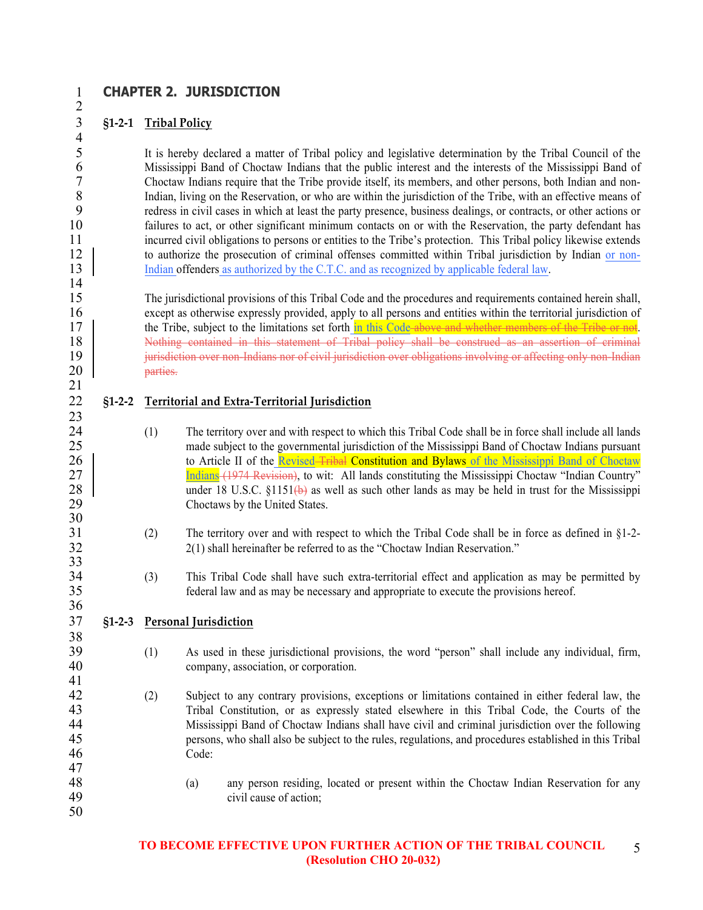## CHAPTER 2. JURISDICTION

### §1-2-1 Tribal Policy

It is hereby declared a matter of Tribal policy and legislative determination by the Tribal Council of the Mississippi Band of Choctaw Indians that the public interest and the interests of the Mississippi Band of Choctaw Indians require that the Tribe provide itself, its members, and other persons, both Indian and non-Indian, living on the Reservation, or who are within the jurisdiction of the Tribe, with an effective means of redress in civil cases in which at least the party presence, business dealings, or contracts, or other actions or failures to act, or other significant minimum contacts on or with the Reservation, the party defendant has incurred civil obligations to persons or entities to the Tribe's protection. This Tribal policy likewise extends to authorize the prosecution of criminal offenses committed within Tribal jurisdiction by Indian or non-Indian offenders as authorized by the C.T.C. and as recognized by applicable federal law.

The jurisdictional provisions of this Tribal Code and the procedures and requirements contained herein shall, except as otherwise expressly provided, apply to all persons and entities within the territorial jurisdiction of the Tribe, subject to the limitations set forth in this Code ~~above and whether members of the Tribe or not~~. ~~Nothing contained in this statement of Tribal policy shall be construed as an assertion of criminal jurisdiction over non-Indians nor of civil jurisdiction over obligations involving or affecting only non-Indian parties.~~

### §1-2-2 Territorial and Extra-Territorial Jurisdiction

(1) The territory over and with respect to which this Tribal Code shall be in force shall include all lands made subject to the governmental jurisdiction of the Mississippi Band of Choctaw Indians pursuant to Article II of the Revised ~~Tribal~~ Constitution and Bylaws of the Mississippi Band of Choctaw Indians ~~(1974 Revision)~~, to wit: All lands constituting the Mississippi Choctaw "Indian Country" under 18 U.S.C. §1151~~(b)~~ as well as such other lands as may be held in trust for the Mississippi Choctaws by the United States.

(2) The territory over and with respect to which the Tribal Code shall be in force as defined in §1-2-2(1) shall hereinafter be referred to as the "Choctaw Indian Reservation."

(3) This Tribal Code shall have such extra-territorial effect and application as may be permitted by federal law and as may be necessary and appropriate to execute the provisions hereof.

### §1-2-3 Personal Jurisdiction

(1) As used in these jurisdictional provisions, the word "person" shall include any individual, firm, company, association, or corporation.

(2) Subject to any contrary provisions, exceptions or limitations contained in either federal law, the Tribal Constitution, or as expressly stated elsewhere in this Tribal Code, the Courts of the Mississippi Band of Choctaw Indians shall have civil and criminal jurisdiction over the following persons, who shall also be subject to the rules, regulations, and procedures established in this Tribal Code:

(a) any person residing, located or present within the Choctaw Indian Reservation for any civil cause of action;

**TO BECOME EFFECTIVE UPON FURTHER ACTION OF THE TRIBAL COUNCIL (Resolution CHO 20-032)**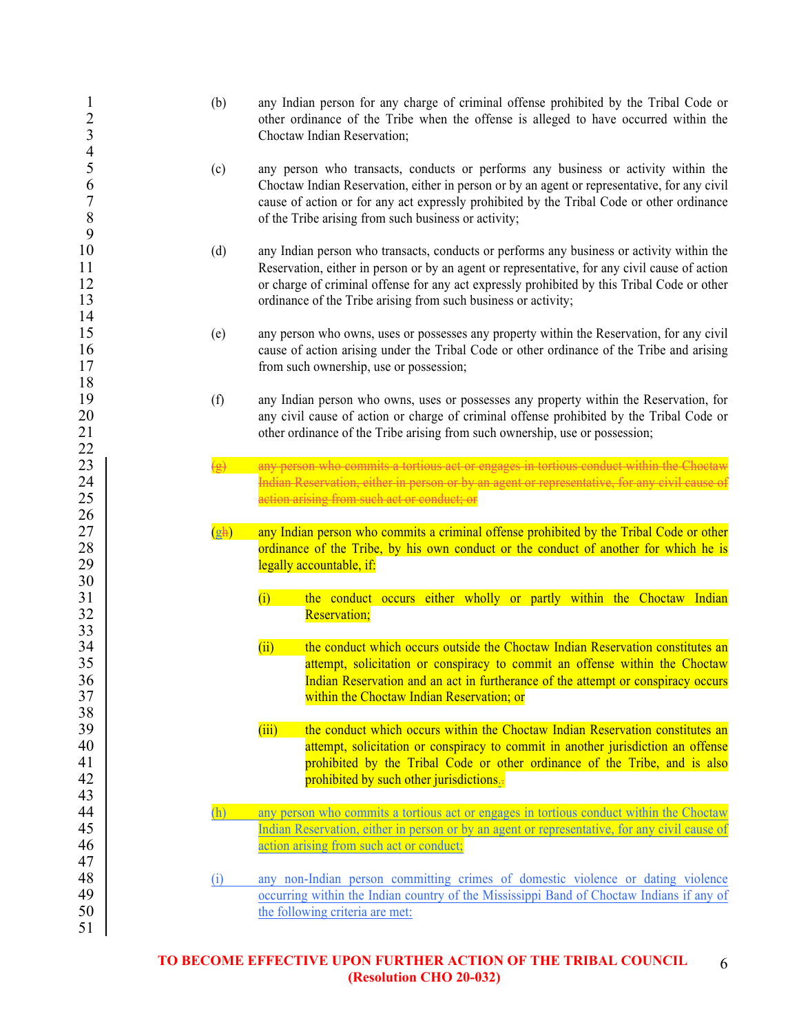(b) any Indian person for any charge of criminal offense prohibited by the Tribal Code or other ordinance of the Tribe when the offense is alleged to have occurred within the Choctaw Indian Reservation;

(c) any person who transacts, conducts or performs any business or activity within the Choctaw Indian Reservation, either in person or by an agent or representative, for any civil cause of action or for any act expressly prohibited by the Tribal Code or other ordinance of the Tribe arising from such business or activity;

(d) any Indian person who transacts, conducts or performs any business or activity within the Reservation, either in person or by an agent or representative, for any civil cause of action or charge of criminal offense for any act expressly prohibited by this Tribal Code or other ordinance of the Tribe arising from such business or activity;

(e) any person who owns, uses or possesses any property within the Reservation, for any civil cause of action arising under the Tribal Code or other ordinance of the Tribe and arising from such ownership, use or possession;

(f) any Indian person who owns, uses or possesses any property within the Reservation, for any civil cause of action or charge of criminal offense prohibited by the Tribal Code or other ordinance of the Tribe arising from such ownership, use or possession;

~~(g) any person who commits a tortious act or engages in tortious conduct within the Choctaw Indian Reservation, either in person or by an agent or representative, for any civil cause of action arising from such act or conduct; or~~

(g~~h~~) any Indian person who commits a criminal offense prohibited by the Tribal Code or other ordinance of the Tribe, by his own conduct or the conduct of another for which he is legally accountable, if:

(i) the conduct occurs either wholly or partly within the Choctaw Indian Reservation;

(ii) the conduct which occurs outside the Choctaw Indian Reservation constitutes an attempt, solicitation or conspiracy to commit an offense within the Choctaw Indian Reservation and an act in furtherance of the attempt or conspiracy occurs within the Choctaw Indian Reservation; or

(iii) the conduct which occurs within the Choctaw Indian Reservation constitutes an attempt, solicitation or conspiracy to commit in another jurisdiction an offense prohibited by the Tribal Code or other ordinance of the Tribe, and is also prohibited by such other jurisdictions.~~.~~

(h) any person who commits a tortious act or engages in tortious conduct within the Choctaw Indian Reservation, either in person or by an agent or representative, for any civil cause of action arising from such act or conduct;

(i) any non-Indian person committing crimes of domestic violence or dating violence occurring within the Indian country of the Mississippi Band of Choctaw Indians if any of the following criteria are met:

**TO BECOME EFFECTIVE UPON FURTHER ACTION OF THE TRIBAL COUNCIL (Resolution CHO 20-032)**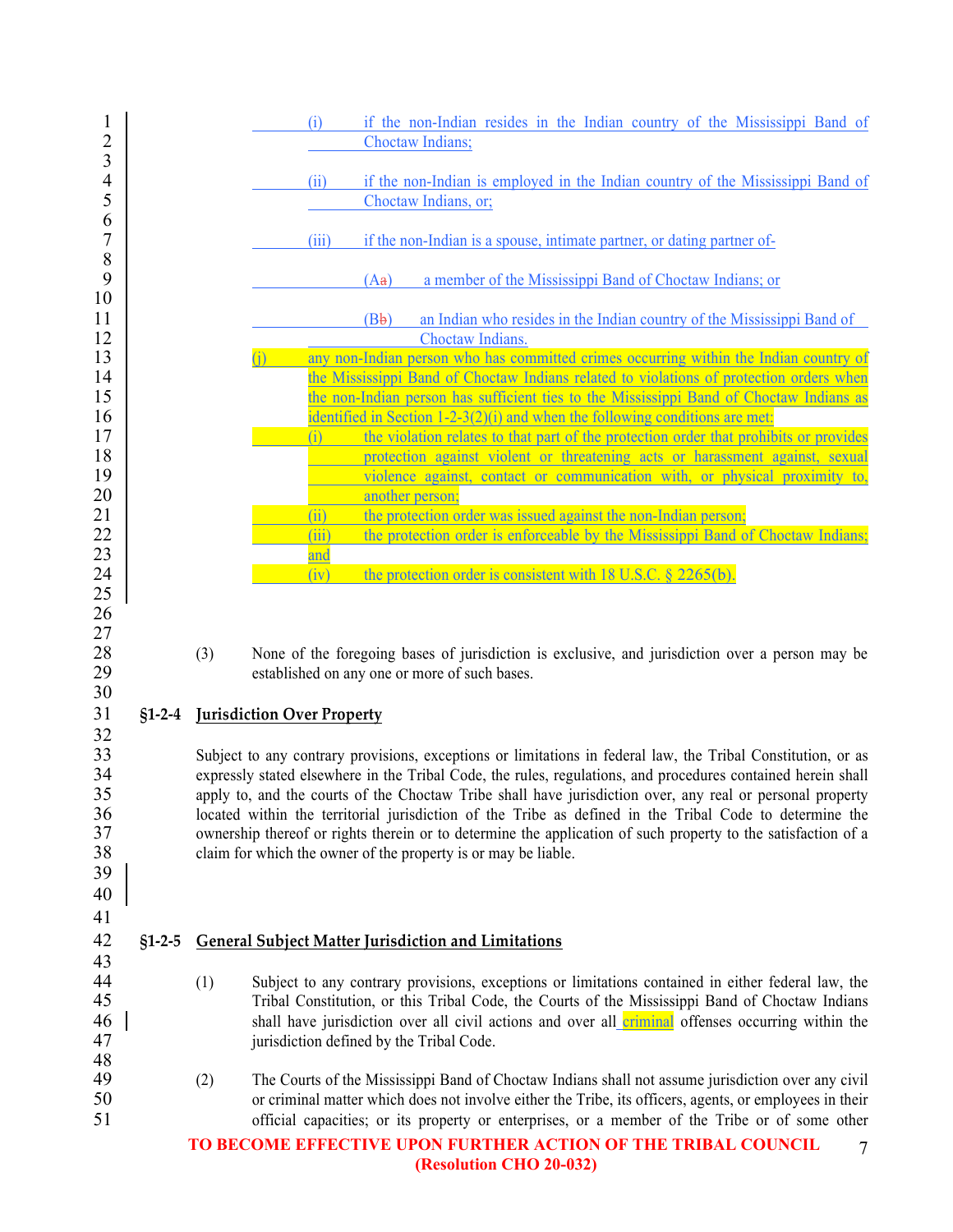(i) if the non-Indian resides in the Indian country of the Mississippi Band of Choctaw Indians;

(ii) if the non-Indian is employed in the Indian country of the Mississippi Band of Choctaw Indians, or;

(iii) if the non-Indian is a spouse, intimate partner, or dating partner of-

(Aa) a member of the Mississippi Band of Choctaw Indians; or

(Bb) an Indian who resides in the Indian country of the Mississippi Band of Choctaw Indians.

(j) any non-Indian person who has committed crimes occurring within the Indian country of the Mississippi Band of Choctaw Indians related to violations of protection orders when the non-Indian person has sufficient ties to the Mississippi Band of Choctaw Indians as identified in Section 1-2-3(2)(i) and when the following conditions are met:

(i) the violation relates to that part of the protection order that prohibits or provides protection against violent or threatening acts or harassment against, sexual violence against, contact or communication with, or physical proximity to, another person;

(ii) the protection order was issued against the non-Indian person;

(iii) the protection order is enforceable by the Mississippi Band of Choctaw Indians; and

(iv) the protection order is consistent with 18 U.S.C. § 2265(b).

(3) None of the foregoing bases of jurisdiction is exclusive, and jurisdiction over a person may be established on any one or more of such bases.

## §1-2-4 Jurisdiction Over Property

Subject to any contrary provisions, exceptions or limitations in federal law, the Tribal Constitution, or as expressly stated elsewhere in the Tribal Code, the rules, regulations, and procedures contained herein shall apply to, and the courts of the Choctaw Tribe shall have jurisdiction over, any real or personal property located within the territorial jurisdiction of the Tribe as defined in the Tribal Code to determine the ownership thereof or rights therein or to determine the application of such property to the satisfaction of a claim for which the owner of the property is or may be liable.

## §1-2-5 General Subject Matter Jurisdiction and Limitations

(1) Subject to any contrary provisions, exceptions or limitations contained in either federal law, the Tribal Constitution, or this Tribal Code, the Courts of the Mississippi Band of Choctaw Indians shall have jurisdiction over all civil actions and over all criminal offenses occurring within the jurisdiction defined by the Tribal Code.

(2) The Courts of the Mississippi Band of Choctaw Indians shall not assume jurisdiction over any civil or criminal matter which does not involve either the Tribe, its officers, agents, or employees in their official capacities; or its property or enterprises, or a member of the Tribe or of some other

**TO BECOME EFFECTIVE UPON FURTHER ACTION OF THE TRIBAL COUNCIL (Resolution CHO 20-032)**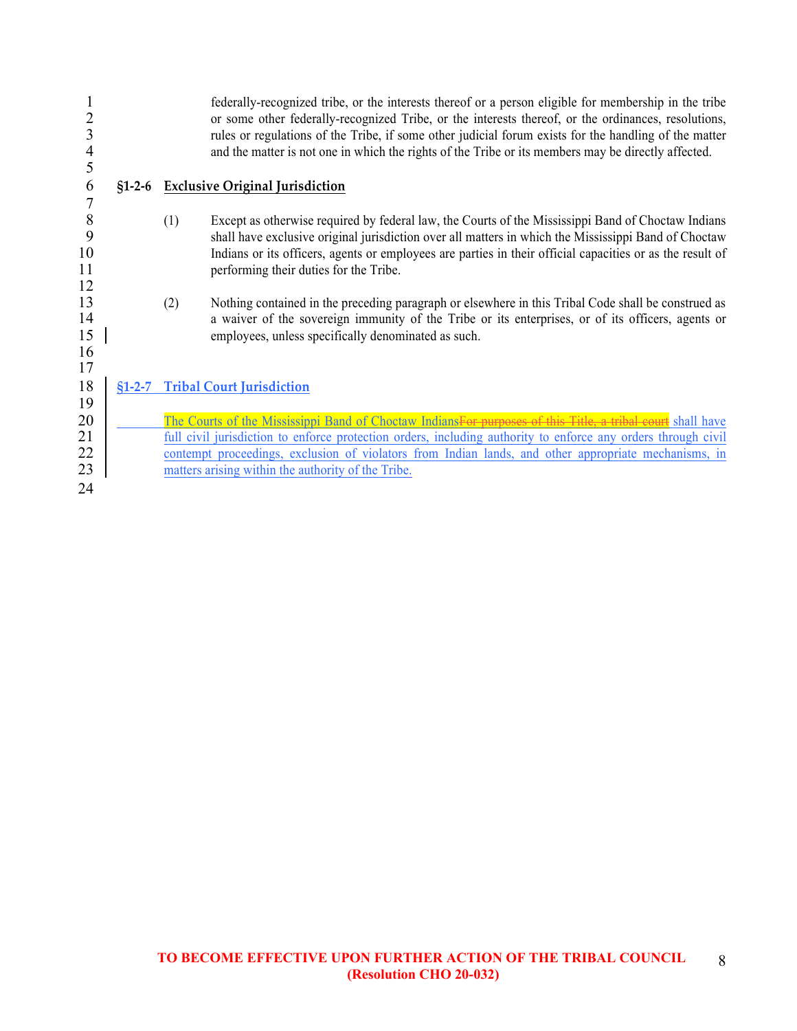federally-recognized tribe, or the interests thereof or a person eligible for membership in the tribe or some other federally-recognized Tribe, or the interests thereof, or the ordinances, resolutions, rules or regulations of the Tribe, if some other judicial forum exists for the handling of the matter and the matter is not one in which the rights of the Tribe or its members may be directly affected.

**§1-2-6 Exclusive Original Jurisdiction**

(1) Except as otherwise required by federal law, the Courts of the Mississippi Band of Choctaw Indians shall have exclusive original jurisdiction over all matters in which the Mississippi Band of Choctaw Indians or its officers, agents or employees are parties in their official capacities or as the result of performing their duties for the Tribe.

(2) Nothing contained in the preceding paragraph or elsewhere in this Tribal Code shall be construed as a waiver of the sovereign immunity of the Tribe or its enterprises, or of its officers, agents or employees, unless specifically denominated as such.

**§1-2-7 Tribal Court Jurisdiction**

The Courts of the Mississippi Band of Choctaw Indians~~For purposes of this Title, a tribal court~~ shall have full civil jurisdiction to enforce protection orders, including authority to enforce any orders through civil contempt proceedings, exclusion of violators from Indian lands, and other appropriate mechanisms, in matters arising within the authority of the Tribe.

**TO BECOME EFFECTIVE UPON FURTHER ACTION OF THE TRIBAL COUNCIL (Resolution CHO 20-032)**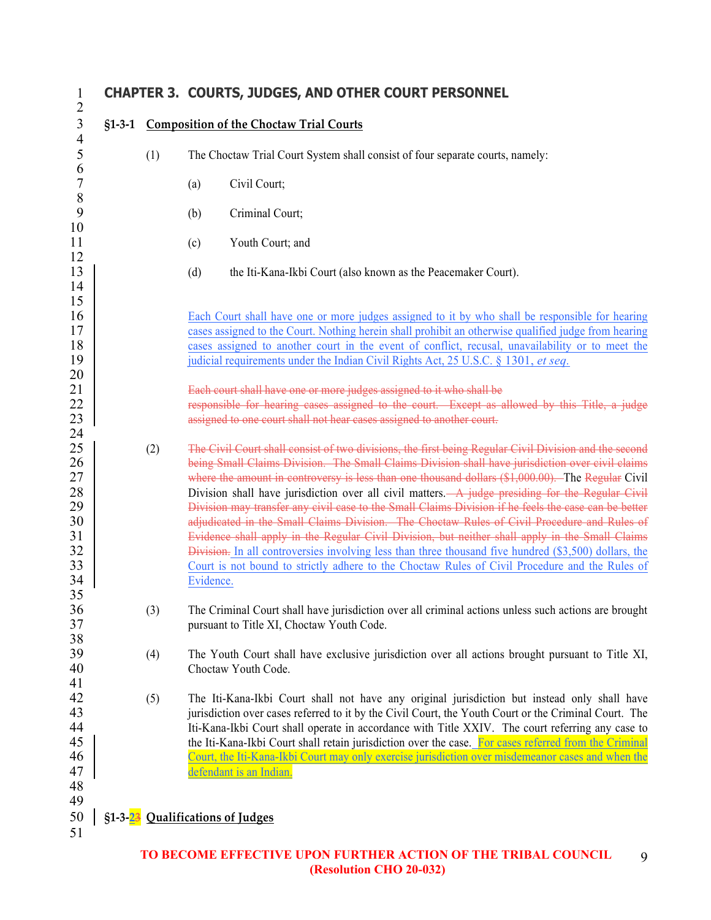## CHAPTER 3. COURTS, JUDGES, AND OTHER COURT PERSONNEL

### §1-3-1 Composition of the Choctaw Trial Courts

(1) The Choctaw Trial Court System shall consist of four separate courts, namely:

(a) Civil Court;

(b) Criminal Court;

(c) Youth Court; and

(d) the Iti-Kana-Ikbi Court (also known as the Peacemaker Court).

Each Court shall have one or more judges assigned to it by who shall be responsible for hearing cases assigned to the Court. Nothing herein shall prohibit an otherwise qualified judge from hearing cases assigned to another court in the event of conflict, recusal, unavailability or to meet the judicial requirements under the Indian Civil Rights Act, 25 U.S.C. § 1301, *et seq.*

~~Each court shall have one or more judges assigned to it who shall be responsible for hearing cases assigned to the court. Except as allowed by this Title, a judge assigned to one court shall not hear cases assigned to another court.~~

(2) ~~The Civil Court shall consist of two divisions, the first being Regular Civil Division and the second being Small Claims Division. The Small Claims Division shall have jurisdiction over civil claims where the amount in controversy is less than one thousand dollars ($1,000.00).~~ The ~~Regular~~ Civil Division shall have jurisdiction over all civil matters. ~~A judge presiding for the Regular Civil Division may transfer any civil case to the Small Claims Division if he feels the case can be better adjudicated in the Small Claims Division. The Choctaw Rules of Civil Procedure and Rules of Evidence shall apply in the Regular Civil Division, but neither shall apply in the Small Claims Division.~~ In all controversies involving less than three thousand five hundred ($3,500) dollars, the Court is not bound to strictly adhere to the Choctaw Rules of Civil Procedure and the Rules of Evidence.

(3) The Criminal Court shall have jurisdiction over all criminal actions unless such actions are brought pursuant to Title XI, Choctaw Youth Code.

(4) The Youth Court shall have exclusive jurisdiction over all actions brought pursuant to Title XI, Choctaw Youth Code.

(5) The Iti-Kana-Ikbi Court shall not have any original jurisdiction but instead only shall have jurisdiction over cases referred to it by the Civil Court, the Youth Court or the Criminal Court. The Iti-Kana-Ikbi Court shall operate in accordance with Title XXIV. The court referring any case to the Iti-Kana-Ikbi Court shall retain jurisdiction over the case. For cases referred from the Criminal Court, the Iti-Kana-Ikbi Court may only exercise jurisdiction over misdemeanor cases and when the defendant is an Indian.

### §1-3-2~~3~~ Qualifications of Judges

**TO BECOME EFFECTIVE UPON FURTHER ACTION OF THE TRIBAL COUNCIL (Resolution CHO 20-032)**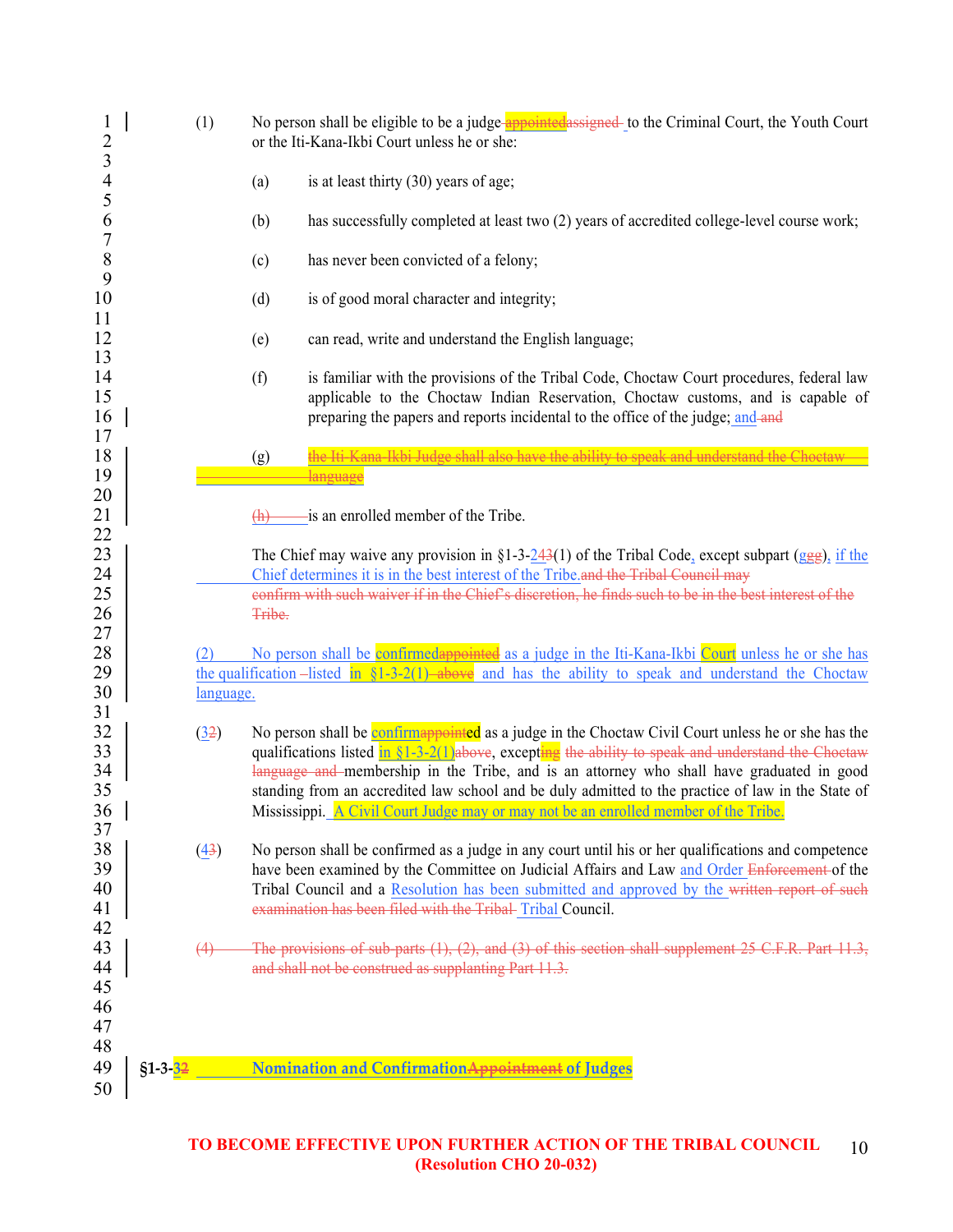(1) No person shall be eligible to be a judge ~~appointed~~assigned to the Criminal Court, the Youth Court or the Iti-Kana-Ikbi Court unless he or she:

(a) is at least thirty (30) years of age;

(b) has successfully completed at least two (2) years of accredited college-level course work;

(c) has never been convicted of a felony;

(d) is of good moral character and integrity;

(e) can read, write and understand the English language;

(f) is familiar with the provisions of the Tribal Code, Choctaw Court procedures, federal law applicable to the Choctaw Indian Reservation, Choctaw customs, and is capable of preparing the papers and reports incidental to the office of the judge; and ~~and~~

(g) ~~the Iti-Kana-Ikbi Judge shall also have the ability to speak and understand the Choctaw language~~

~~(h)~~ is an enrolled member of the Tribe.

The Chief may waive any provision in §1-3-2~~43~~(1) of the Tribal Code, except subpart (g~~gg~~), if the Chief determines it is in the best interest of the Tribe.~~and the Tribal Council may confirm with such waiver if in the Chief's discretion, he finds such to be in the best interest of the Tribe.~~

(2) No person shall be confirmed~~appointed~~ as a judge in the Iti-Kana-Ikbi Court unless he or she has the qualification listed in §1-3-2(1) ~~above~~ and has the ability to speak and understand the Choctaw language.

(3~~2~~) No person shall be confirm~~appoint~~ed as a judge in the Choctaw Civil Court unless he or she has the qualifications listed in §1-3-2(1)~~above~~, except~~ing the ability to speak and understand the Choctaw language and~~ membership in the Tribe, and is an attorney who shall have graduated in good standing from an accredited law school and be duly admitted to the practice of law in the State of Mississippi. A Civil Court Judge may or may not be an enrolled member of the Tribe.

(4~~3~~) No person shall be confirmed as a judge in any court until his or her qualifications and competence have been examined by the Committee on Judicial Affairs and Law and Order ~~Enforcement~~ of the Tribal Council and a Resolution has been submitted and approved by the ~~written report of such examination has been filed with the Tribal~~ Tribal Council.

~~(4) The provisions of sub-parts (1), (2), and (3) of this section shall supplement 25 C.F.R. Part 11.3, and shall not be construed as supplanting Part 11.3.~~

## §1-3-3~~2~~ Nomination and Confirmation~~Appointment~~ of Judges

TO BECOME EFFECTIVE UPON FURTHER ACTION OF THE TRIBAL COUNCIL (Resolution CHO 20-032)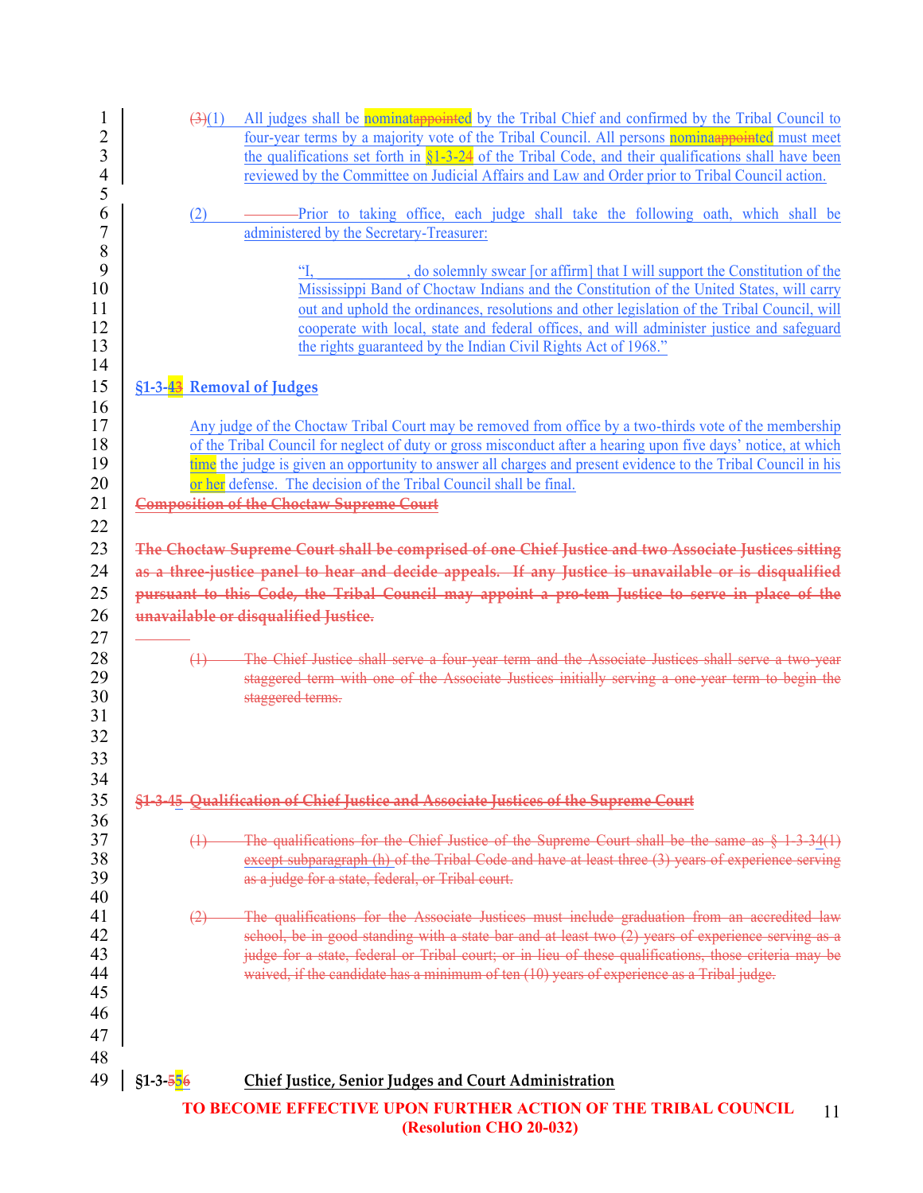(3)(1) All judges shall be nominatappointed by the Tribal Chief and confirmed by the Tribal Council to four-year terms by a majority vote of the Tribal Council. All persons nominaappointed must meet the qualifications set forth in §1-3-24 of the Tribal Code, and their qualifications shall have been reviewed by the Committee on Judicial Affairs and Law and Order prior to Tribal Council action.

(2) Prior to taking office, each judge shall take the following oath, which shall be administered by the Secretary-Treasurer:

> "I, ____________, do solemnly swear [or affirm] that I will support the Constitution of the Mississippi Band of Choctaw Indians and the Constitution of the United States, will carry out and uphold the ordinances, resolutions and other legislation of the Tribal Council, will cooperate with local, state and federal offices, and will administer justice and safeguard the rights guaranteed by the Indian Civil Rights Act of 1968."

### §1-3-43 Removal of Judges

Any judge of the Choctaw Tribal Court may be removed from office by a two-thirds vote of the membership of the Tribal Council for neglect of duty or gross misconduct after a hearing upon five days' notice, at which time the judge is given an opportunity to answer all charges and present evidence to the Tribal Council in his or her defense. The decision of the Tribal Council shall be final.

~~**Composition of the Choctaw Supreme Court**~~

~~**The Choctaw Supreme Court shall be comprised of one Chief Justice and two Associate Justices sitting as a three-justice panel to hear and decide appeals. If any Justice is unavailable or is disqualified pursuant to this Code, the Tribal Council may appoint a pro-tem Justice to serve in place of the unavailable or disqualified Justice.**~~

~~(1) The Chief Justice shall serve a four-year term and the Associate Justices shall serve a two-year staggered term with one of the Associate Justices initially serving a one-year term to begin the staggered terms.~~

~~**§1-3-45 Qualification of Chief Justice and Associate Justices of the Supreme Court**~~

~~(1) The qualifications for the Chief Justice of the Supreme Court shall be the same as § 1-3-34(1) except subparagraph (h) of the Tribal Code and have at least three (3) years of experience serving as a judge for a state, federal, or Tribal court.~~

~~(2) The qualifications for the Associate Justices must include graduation from an accredited law school, be in good standing with a state bar and at least two (2) years of experience serving as a judge for a state, federal or Tribal court; or in lieu of these qualifications, those criteria may be waived, if the candidate has a minimum of ten (10) years of experience as a Tribal judge.~~

### §1-3-556 Chief Justice, Senior Judges and Court Administration

**TO BECOME EFFECTIVE UPON FURTHER ACTION OF THE TRIBAL COUNCIL (Resolution CHO 20-032)**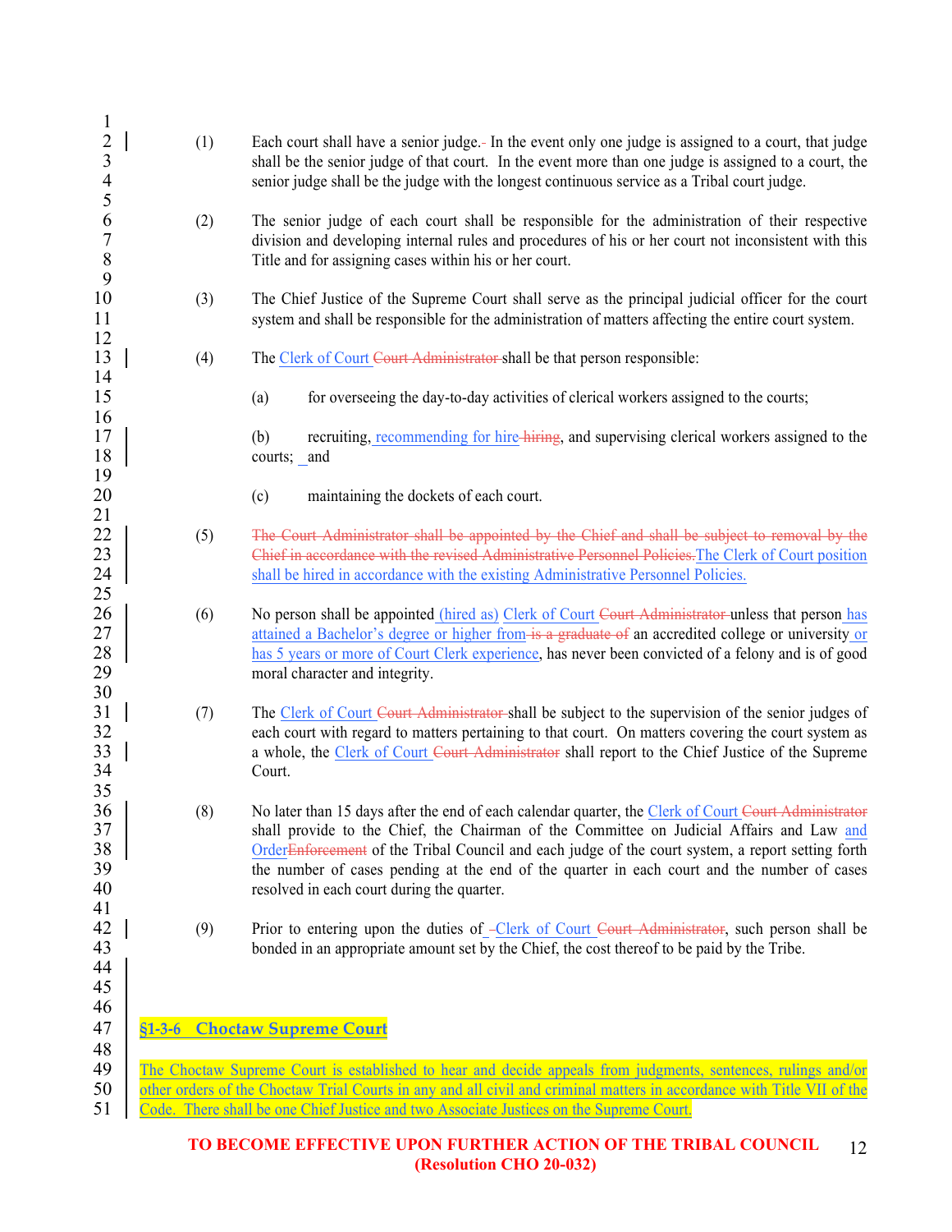(1) Each court shall have a senior judge.- In the event only one judge is assigned to a court, that judge shall be the senior judge of that court. In the event more than one judge is assigned to a court, the senior judge shall be the judge with the longest continuous service as a Tribal court judge.

(2) The senior judge of each court shall be responsible for the administration of their respective division and developing internal rules and procedures of his or her court not inconsistent with this Title and for assigning cases within his or her court.

(3) The Chief Justice of the Supreme Court shall serve as the principal judicial officer for the court system and shall be responsible for the administration of matters affecting the entire court system.

(4) The Clerk of Court ~~Court Administrator~~ shall be that person responsible:

(a) for overseeing the day-to-day activities of clerical workers assigned to the courts;

(b) recruiting, recommending for hire ~~hiring~~, and supervising clerical workers assigned to the courts; and

(c) maintaining the dockets of each court.

(5) ~~The Court Administrator shall be appointed by the Chief and shall be subject to removal by the Chief in accordance with the revised Administrative Personnel Policies.~~ The Clerk of Court position shall be hired in accordance with the existing Administrative Personnel Policies.

(6) No person shall be appointed (hired as) Clerk of Court ~~Court Administrator~~ unless that person has attained a Bachelor's degree or higher from ~~is a graduate of~~ an accredited college or university or has 5 years or more of Court Clerk experience, has never been convicted of a felony and is of good moral character and integrity.

(7) The Clerk of Court ~~Court Administrator~~ shall be subject to the supervision of the senior judges of each court with regard to matters pertaining to that court. On matters covering the court system as a whole, the Clerk of Court ~~Court Administrator~~ shall report to the Chief Justice of the Supreme Court.

(8) No later than 15 days after the end of each calendar quarter, the Clerk of Court ~~Court Administrator~~ shall provide to the Chief, the Chairman of the Committee on Judicial Affairs and Law and Order~~Enforcement~~ of the Tribal Council and each judge of the court system, a report setting forth the number of cases pending at the end of the quarter in each court and the number of cases resolved in each court during the quarter.

(9) Prior to entering upon the duties of Clerk of Court ~~Court Administrator~~, such person shall be bonded in an appropriate amount set by the Chief, the cost thereof to be paid by the Tribe.

## §1-3-6 Choctaw Supreme Court

The Choctaw Supreme Court is established to hear and decide appeals from judgments, sentences, rulings and/or other orders of the Choctaw Trial Courts in any and all civil and criminal matters in accordance with Title VII of the Code. There shall be one Chief Justice and two Associate Justices on the Supreme Court.

**TO BECOME EFFECTIVE UPON FURTHER ACTION OF THE TRIBAL COUNCIL (Resolution CHO 20-032)**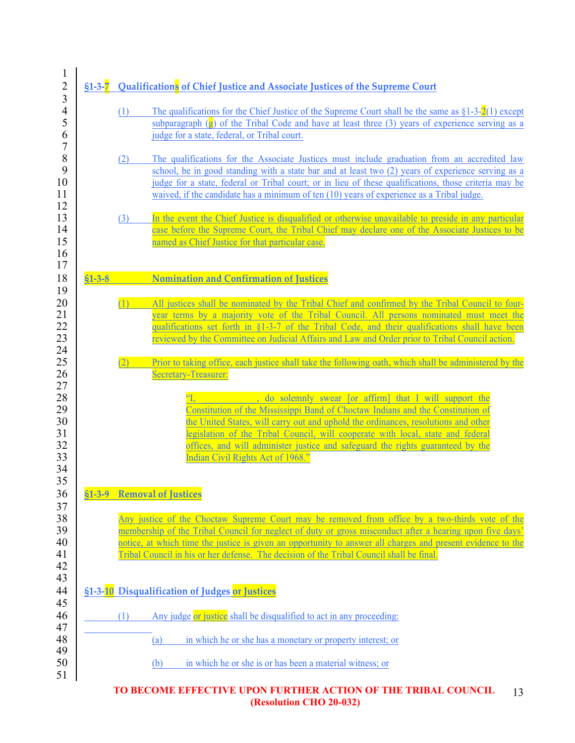## §1-3-7 Qualifications of Chief Justice and Associate Justices of the Supreme Court

(1) The qualifications for the Chief Justice of the Supreme Court shall be the same as §1-3-2(1) except subparagraph (g) of the Tribal Code and have at least three (3) years of experience serving as a judge for a state, federal, or Tribal court.

(2) The qualifications for the Associate Justices must include graduation from an accredited law school, be in good standing with a state bar and at least two (2) years of experience serving as a judge for a state, federal or Tribal court; or in lieu of these qualifications, those criteria may be waived, if the candidate has a minimum of ten (10) years of experience as a Tribal judge.

(3) In the event the Chief Justice is disqualified or otherwise unavailable to preside in any particular case before the Supreme Court, the Tribal Chief may declare one of the Associate Justices to be named as Chief Justice for that particular case.

## §1-3-8 Nomination and Confirmation of Justices

(1) All justices shall be nominated by the Tribal Chief and confirmed by the Tribal Council to four-year terms by a majority vote of the Tribal Council. All persons nominated must meet the qualifications set forth in §1-3-7 of the Tribal Code, and their qualifications shall have been reviewed by the Committee on Judicial Affairs and Law and Order prior to Tribal Council action.

(2) Prior to taking office, each justice shall take the following oath, which shall be administered by the Secretary-Treasurer:

> "I, ____________, do solemnly swear [or affirm] that I will support the Constitution of the Mississippi Band of Choctaw Indians and the Constitution of the United States, will carry out and uphold the ordinances, resolutions and other legislation of the Tribal Council, will cooperate with local, state and federal offices, and will administer justice and safeguard the rights guaranteed by the Indian Civil Rights Act of 1968."

## §1-3-9 Removal of Justices

Any justice of the Choctaw Supreme Court may be removed from office by a two-thirds vote of the membership of the Tribal Council for neglect of duty or gross misconduct after a hearing upon five days' notice, at which time the justice is given an opportunity to answer all charges and present evidence to the Tribal Council in his or her defense. The decision of the Tribal Council shall be final.

## §1-3-10 Disqualification of Judges or Justices

(1) Any judge or justice shall be disqualified to act in any proceeding:

(a) in which he or she has a monetary or property interest; or

(b) in which he or she is or has been a material witness; or

**TO BECOME EFFECTIVE UPON FURTHER ACTION OF THE TRIBAL COUNCIL (Resolution CHO 20-032)**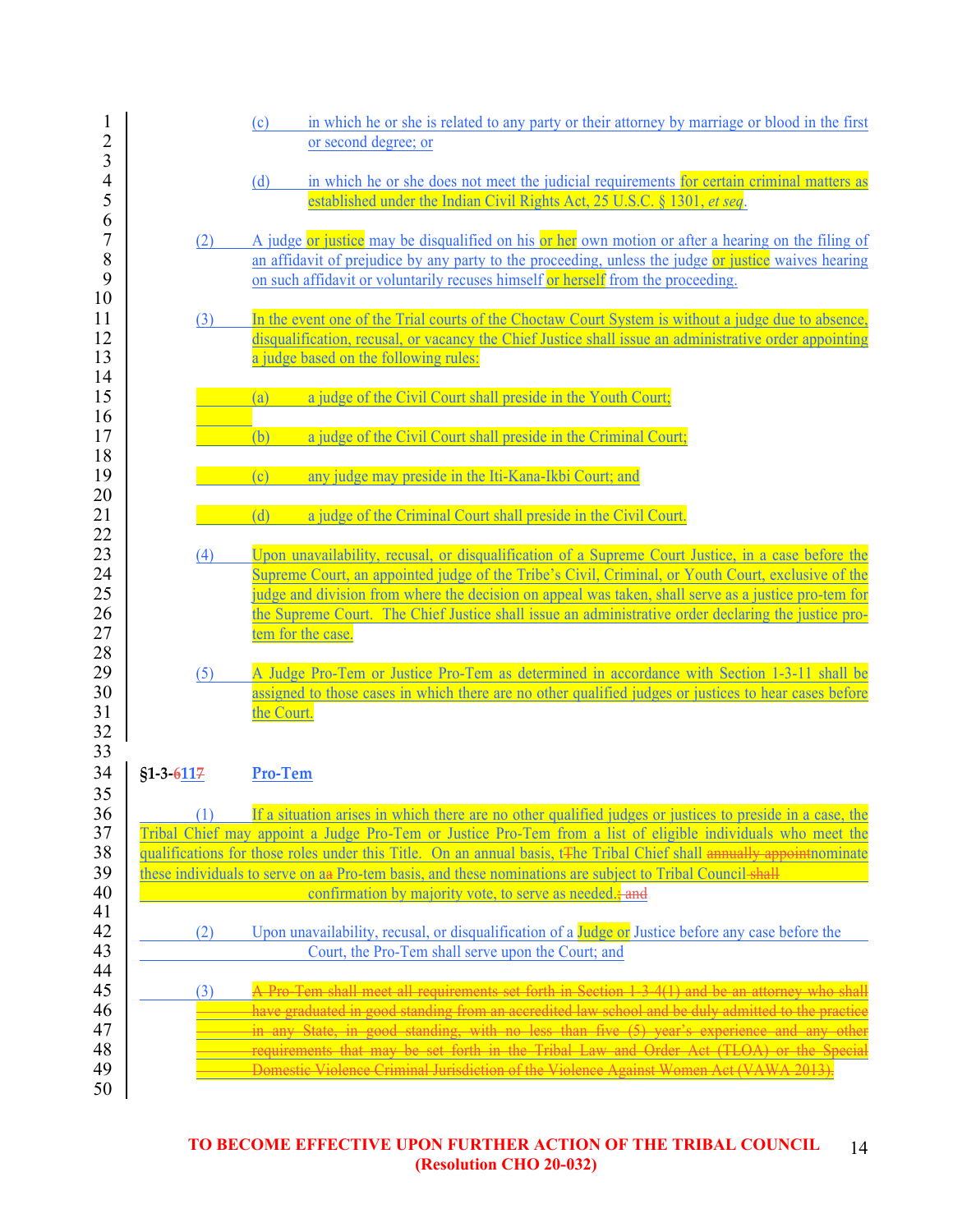(c) in which he or she is related to any party or their attorney by marriage or blood in the first or second degree; or

(d) in which he or she does not meet the judicial requirements for certain criminal matters as established under the Indian Civil Rights Act, 25 U.S.C. § 1301, *et seq*.

(2) A judge or justice may be disqualified on his or her own motion or after a hearing on the filing of an affidavit of prejudice by any party to the proceeding, unless the judge or justice waives hearing on such affidavit or voluntarily recuses himself or herself from the proceeding.

(3) In the event one of the Trial courts of the Choctaw Court System is without a judge due to absence, disqualification, recusal, or vacancy the Chief Justice shall issue an administrative order appointing a judge based on the following rules:

(a) a judge of the Civil Court shall preside in the Youth Court;

(b) a judge of the Civil Court shall preside in the Criminal Court;

(c) any judge may preside in the Iti-Kana-Ikbi Court; and

(d) a judge of the Criminal Court shall preside in the Civil Court.

(4) Upon unavailability, recusal, or disqualification of a Supreme Court Justice, in a case before the Supreme Court, an appointed judge of the Tribe's Civil, Criminal, or Youth Court, exclusive of the judge and division from where the decision on appeal was taken, shall serve as a justice pro-tem for the Supreme Court. The Chief Justice shall issue an administrative order declaring the justice pro-tem for the case.

(5) A Judge Pro-Tem or Justice Pro-Tem as determined in accordance with Section 1-3-11 shall be assigned to those cases in which there are no other qualified judges or justices to hear cases before the Court.

### §1-3-~~6~~11~~7~~ Pro-Tem

(1) If a situation arises in which there are no other qualified judges or justices to preside in a case, the Tribal Chief may appoint a Judge Pro-Tem or Justice Pro-Tem from a list of eligible individuals who meet the qualifications for those roles under this Title. On an annual basis, t~~T~~he Tribal Chief shall ~~annually appoint~~nominate these individuals to serve on a~~a~~ Pro-tem basis, and these nominations are subject to Tribal Council ~~shall~~ confirmation by majority vote, to serve as needed.~~; and~~

(2) Upon unavailability, recusal, or disqualification of a Judge or Justice before any case before the Court, the Pro-Tem shall serve upon the Court; and

(3) ~~A Pro-Tem shall meet all requirements set forth in Section 1-3-4(1) and be an attorney who shall have graduated in good standing from an accredited law school and be duly admitted to the practice in any State, in good standing, with no less than five (5) year's experience and any other requirements that may be set forth in the Tribal Law and Order Act (TLOA) or the Special Domestic Violence Criminal Jurisdiction of the Violence Against Women Act (VAWA 2013).~~

**TO BECOME EFFECTIVE UPON FURTHER ACTION OF THE TRIBAL COUNCIL (Resolution CHO 20-032)**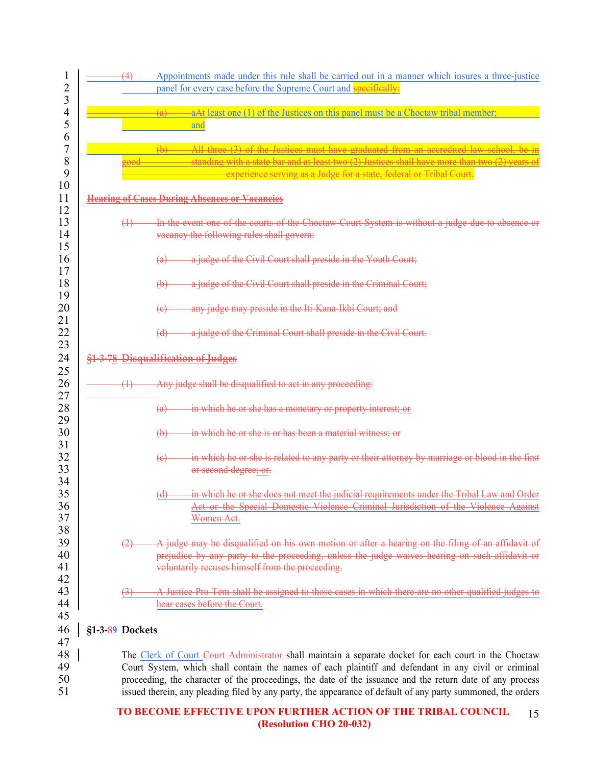(4) Appointments made under this rule shall be carried out in a manner which insures a three-justice panel for every case before the Supreme Court and ~~specifically:~~

~~(a)~~ ~~a~~At least one (1) of the Justices on this panel must be a Choctaw tribal member; and

~~(b) All three (3) of the Justices must have graduated from an accredited law school, be in good standing with a state bar and at least two (2) Justices shall have more than two (2) years of experience serving as a Judge for a state, federal or Tribal Court.~~

~~**Hearing of Cases During Absences or Vacancies**~~

~~(1) In the event one of the courts of the Choctaw Court System is without a judge due to absence or vacancy the following rules shall govern:~~

~~(a) a judge of the Civil Court shall preside in the Youth Court;~~

~~(b) a judge of the Civil Court shall preside in the Criminal Court;~~

~~(c) any judge may preside in the Iti-Kana-Ikbi Court; and~~

~~(d) a judge of the Criminal Court shall preside in the Civil Court.~~

~~**§1-3-78 Disqualification of Judges**~~

~~(1) Any judge shall be disqualified to act in any proceeding:~~

~~(a) in which he or she has a monetary or property interest; or~~

~~(b) in which he or she is or has been a material witness; or~~

~~(c) in which he or she is related to any party or their attorney by marriage or blood in the first or second degree; or.~~

~~(d) in which he or she does not meet the judicial requirements under the Tribal Law and Order Act or the Special Domestic Violence Criminal Jurisdiction of the Violence Against Women Act.~~

~~(2) A judge may be disqualified on his own motion or after a hearing on the filing of an affidavit of prejudice by any party to the proceeding, unless the judge waives hearing on such affidavit or voluntarily recuses himself from the proceeding.~~

~~(3) A Justice Pro-Tem shall be assigned to those cases in which there are no other qualified judges to hear cases before the Court.~~

**§1-3-~~8~~9 Dockets**

The Clerk of Court ~~Court Administrator~~ shall maintain a separate docket for each court in the Choctaw Court System, which shall contain the names of each plaintiff and defendant in any civil or criminal proceeding, the character of the proceedings, the date of the issuance and the return date of any process issued therein, any pleading filed by any party, the appearance of default of any party summoned, the orders

**TO BECOME EFFECTIVE UPON FURTHER ACTION OF THE TRIBAL COUNCIL (Resolution CHO 20-032)**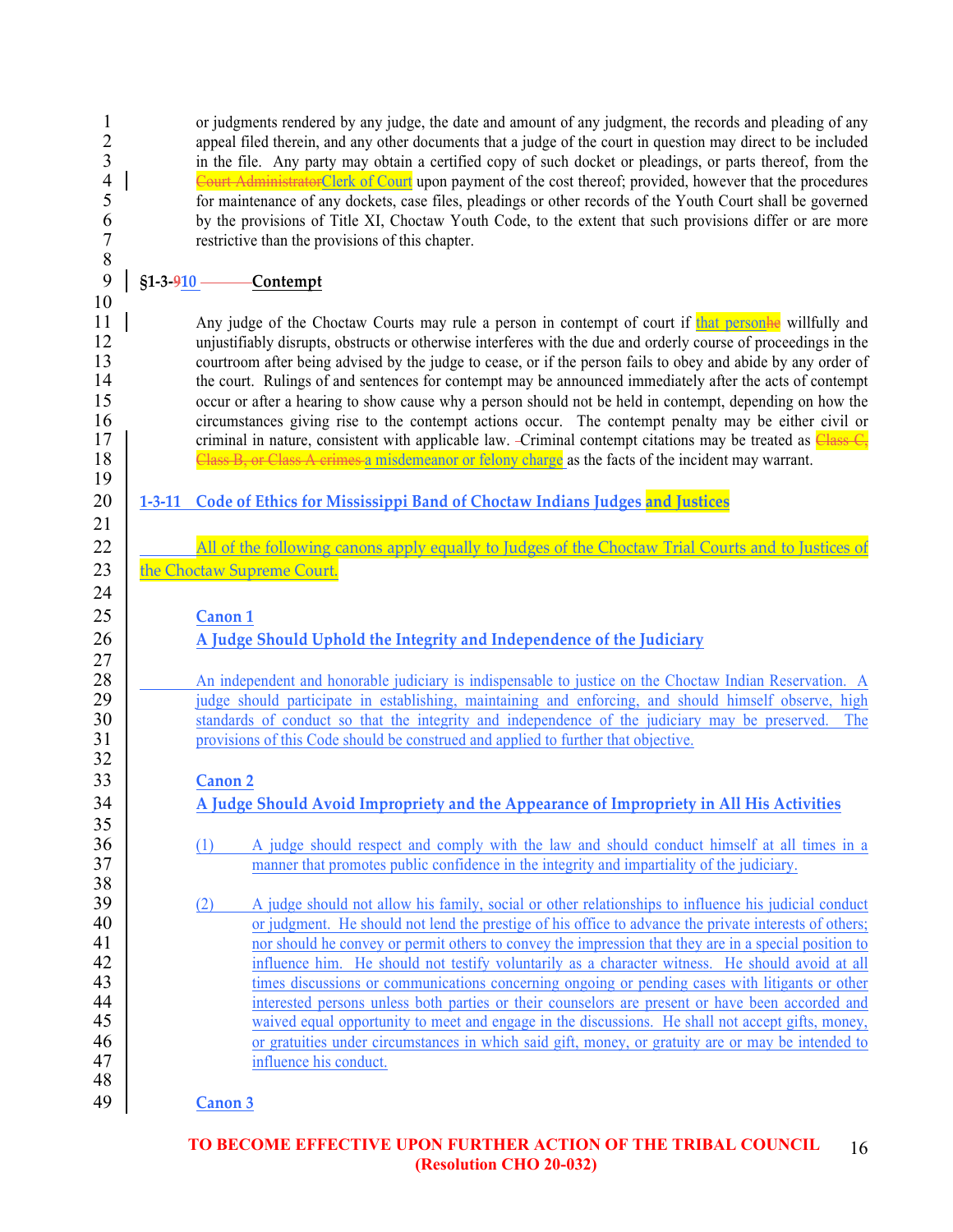or judgments rendered by any judge, the date and amount of any judgment, the records and pleading of any appeal filed therein, and any other documents that a judge of the court in question may direct to be included in the file. Any party may obtain a certified copy of such docket or pleadings, or parts thereof, from the ~~Court Administrator~~Clerk of Court upon payment of the cost thereof; provided, however that the procedures for maintenance of any dockets, case files, pleadings or other records of the Youth Court shall be governed by the provisions of Title XI, Choctaw Youth Code, to the extent that such provisions differ or are more restrictive than the provisions of this chapter.

## §1-3-~~9~~10 Contempt

Any judge of the Choctaw Courts may rule a person in contempt of court if that person~~he~~ willfully and unjustifiably disrupts, obstructs or otherwise interferes with the due and orderly course of proceedings in the courtroom after being advised by the judge to cease, or if the person fails to obey and abide by any order of the court. Rulings of and sentences for contempt may be announced immediately after the acts of contempt occur or after a hearing to show cause why a person should not be held in contempt, depending on how the circumstances giving rise to the contempt actions occur. The contempt penalty may be either civil or criminal in nature, consistent with applicable law. Criminal contempt citations may be treated as ~~Class C, Class B, or Class A crimes~~ a misdemeanor or felony charge as the facts of the incident may warrant.

## 1-3-11 Code of Ethics for Mississippi Band of Choctaw Indians Judges and Justices

All of the following canons apply equally to Judges of the Choctaw Trial Courts and to Justices of the Choctaw Supreme Court.

### Canon 1
### A Judge Should Uphold the Integrity and Independence of the Judiciary

An independent and honorable judiciary is indispensable to justice on the Choctaw Indian Reservation. A judge should participate in establishing, maintaining and enforcing, and should himself observe, high standards of conduct so that the integrity and independence of the judiciary may be preserved. The provisions of this Code should be construed and applied to further that objective.

### Canon 2
### A Judge Should Avoid Impropriety and the Appearance of Impropriety in All His Activities

(1) A judge should respect and comply with the law and should conduct himself at all times in a manner that promotes public confidence in the integrity and impartiality of the judiciary.

(2) A judge should not allow his family, social or other relationships to influence his judicial conduct or judgment. He should not lend the prestige of his office to advance the private interests of others; nor should he convey or permit others to convey the impression that they are in a special position to influence him. He should not testify voluntarily as a character witness. He should avoid at all times discussions or communications concerning ongoing or pending cases with litigants or other interested persons unless both parties or their counselors are present or have been accorded and waived equal opportunity to meet and engage in the discussions. He shall not accept gifts, money, or gratuities under circumstances in which said gift, money, or gratuity are or may be intended to influence his conduct.

### Canon 3

TO BECOME EFFECTIVE UPON FURTHER ACTION OF THE TRIBAL COUNCIL (Resolution CHO 20-032)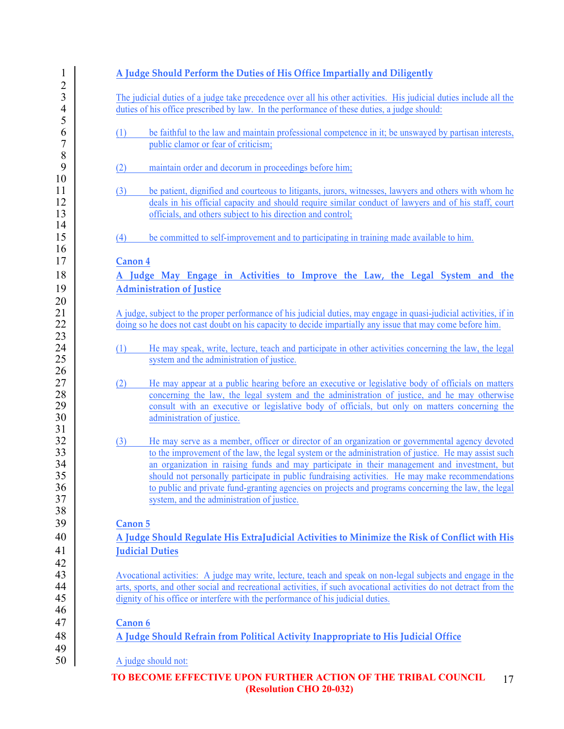**A Judge Should Perform the Duties of His Office Impartially and Diligently**

The judicial duties of a judge take precedence over all his other activities. His judicial duties include all the duties of his office prescribed by law. In the performance of these duties, a judge should:

(1) be faithful to the law and maintain professional competence in it; be unswayed by partisan interests, public clamor or fear of criticism;

(2) maintain order and decorum in proceedings before him;

(3) be patient, dignified and courteous to litigants, jurors, witnesses, lawyers and others with whom he deals in his official capacity and should require similar conduct of lawyers and of his staff, court officials, and others subject to his direction and control;

(4) be committed to self-improvement and to participating in training made available to him.

**Canon 4**

**A Judge May Engage in Activities to Improve the Law, the Legal System and the Administration of Justice**

A judge, subject to the proper performance of his judicial duties, may engage in quasi-judicial activities, if in doing so he does not cast doubt on his capacity to decide impartially any issue that may come before him.

(1) He may speak, write, lecture, teach and participate in other activities concerning the law, the legal system and the administration of justice.

(2) He may appear at a public hearing before an executive or legislative body of officials on matters concerning the law, the legal system and the administration of justice, and he may otherwise consult with an executive or legislative body of officials, but only on matters concerning the administration of justice.

(3) He may serve as a member, officer or director of an organization or governmental agency devoted to the improvement of the law, the legal system or the administration of justice. He may assist such an organization in raising funds and may participate in their management and investment, but should not personally participate in public fundraising activities. He may make recommendations to public and private fund-granting agencies on projects and programs concerning the law, the legal system, and the administration of justice.

**Canon 5**

**A Judge Should Regulate His ExtraJudicial Activities to Minimize the Risk of Conflict with His Judicial Duties**

Avocational activities: A judge may write, lecture, teach and speak on non-legal subjects and engage in the arts, sports, and other social and recreational activities, if such avocational activities do not detract from the dignity of his office or interfere with the performance of his judicial duties.

**Canon 6**

**A Judge Should Refrain from Political Activity Inappropriate to His Judicial Office**

A judge should not:

TO BECOME EFFECTIVE UPON FURTHER ACTION OF THE TRIBAL COUNCIL (Resolution CHO 20-032)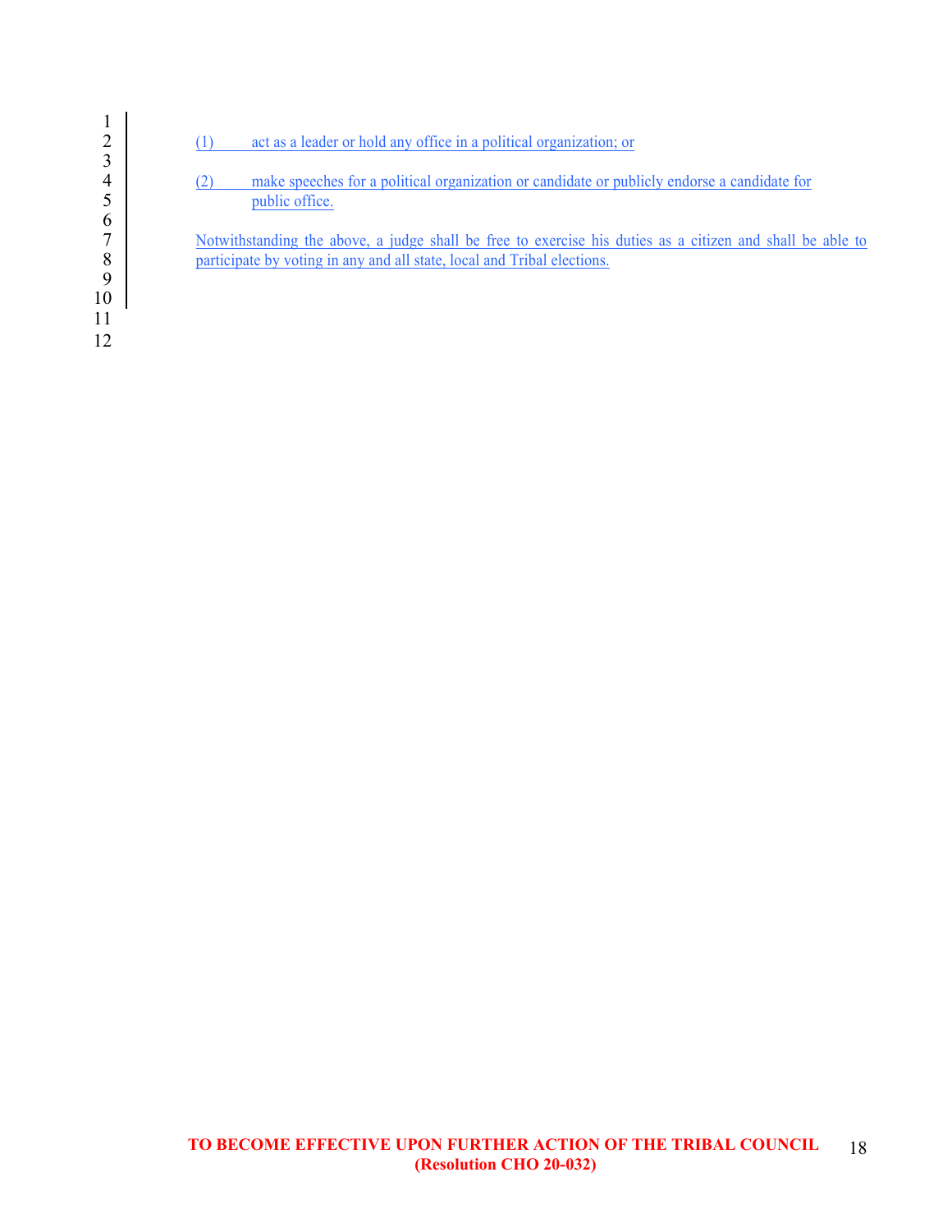(1) act as a leader or hold any office in a political organization; or

(2) make speeches for a political organization or candidate or publicly endorse a candidate for public office.

Notwithstanding the above, a judge shall be free to exercise his duties as a citizen and shall be able to participate by voting in any and all state, local and Tribal elections.

**TO BECOME EFFECTIVE UPON FURTHER ACTION OF THE TRIBAL COUNCIL (Resolution CHO 20-032)**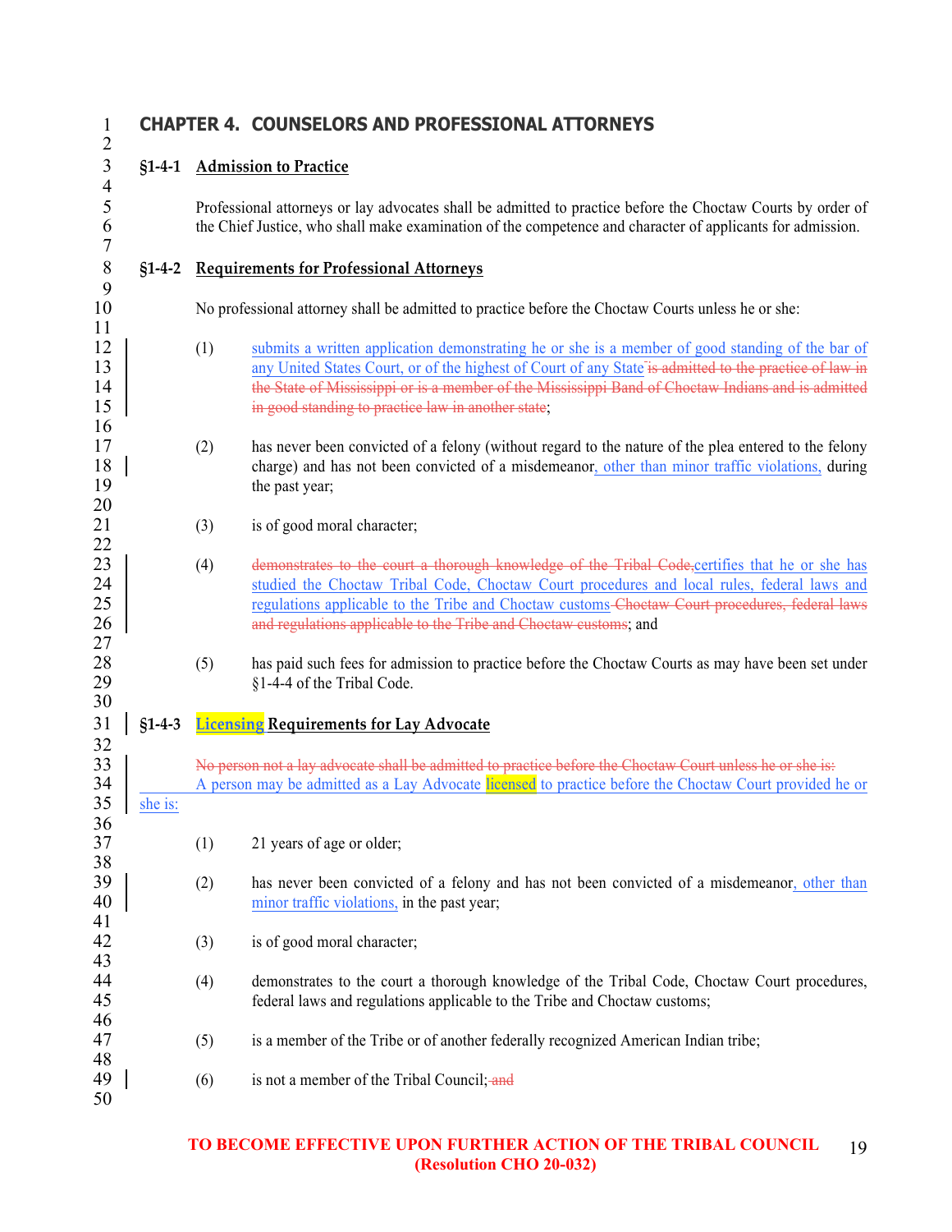# CHAPTER 4. COUNSELORS AND PROFESSIONAL ATTORNEYS

## §1-4-1 Admission to Practice

Professional attorneys or lay advocates shall be admitted to practice before the Choctaw Courts by order of the Chief Justice, who shall make examination of the competence and character of applicants for admission.

## §1-4-2 Requirements for Professional Attorneys

No professional attorney shall be admitted to practice before the Choctaw Courts unless he or she:

(1) submits a written application demonstrating he or she is a member of good standing of the bar of any United States Court, or of the highest of Court of any State ~~is admitted to the practice of law in the State of Mississippi or is a member of the Mississippi Band of Choctaw Indians and is admitted in good standing to practice law in another state~~;

(2) has never been convicted of a felony (without regard to the nature of the plea entered to the felony charge) and has not been convicted of a misdemeanor, other than minor traffic violations, during the past year;

(3) is of good moral character;

(4) ~~demonstrates to the court a thorough knowledge of the Tribal Code,~~ certifies that he or she has studied the Choctaw Tribal Code, Choctaw Court procedures and local rules, federal laws and regulations applicable to the Tribe and Choctaw customs ~~Choctaw Court procedures, federal laws and regulations applicable to the Tribe and Choctaw customs~~; and

(5) has paid such fees for admission to practice before the Choctaw Courts as may have been set under §1-4-4 of the Tribal Code.

## §1-4-3 Licensing Requirements for Lay Advocate

~~No person not a lay advocate shall be admitted to practice before the Choctaw Court unless he or she is:~~
A person may be admitted as a Lay Advocate licensed to practice before the Choctaw Court provided he or she is:

(1) 21 years of age or older;

(2) has never been convicted of a felony and has not been convicted of a misdemeanor, other than minor traffic violations, in the past year;

(3) is of good moral character;

(4) demonstrates to the court a thorough knowledge of the Tribal Code, Choctaw Court procedures, federal laws and regulations applicable to the Tribe and Choctaw customs;

(5) is a member of the Tribe or of another federally recognized American Indian tribe;

(6) is not a member of the Tribal Council; ~~and~~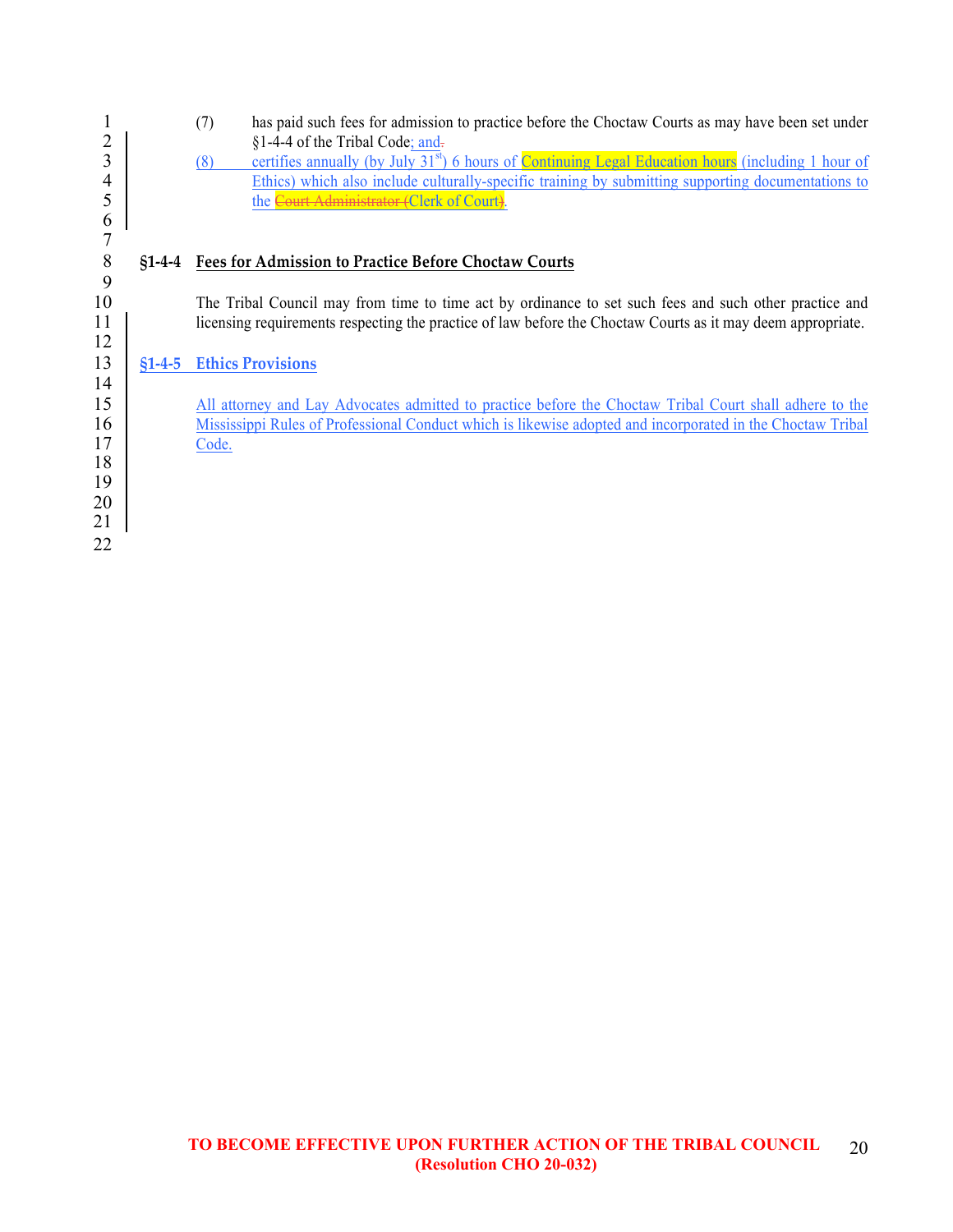(7) has paid such fees for admission to practice before the Choctaw Courts as may have been set under §1-4-4 of the Tribal Code; and

(8) certifies annually (by July 31st) 6 hours of Continuing Legal Education hours (including 1 hour of Ethics) which also include culturally-specific training by submitting supporting documentations to the ~~Court Administrator (~~Clerk of Court~~)~~.

## §1-4-4 Fees for Admission to Practice Before Choctaw Courts

The Tribal Council may from time to time act by ordinance to set such fees and such other practice and licensing requirements respecting the practice of law before the Choctaw Courts as it may deem appropriate.

## §1-4-5 Ethics Provisions

All attorney and Lay Advocates admitted to practice before the Choctaw Tribal Court shall adhere to the Mississippi Rules of Professional Conduct which is likewise adopted and incorporated in the Choctaw Tribal Code.

**TO BECOME EFFECTIVE UPON FURTHER ACTION OF THE TRIBAL COUNCIL (Resolution CHO 20-032)**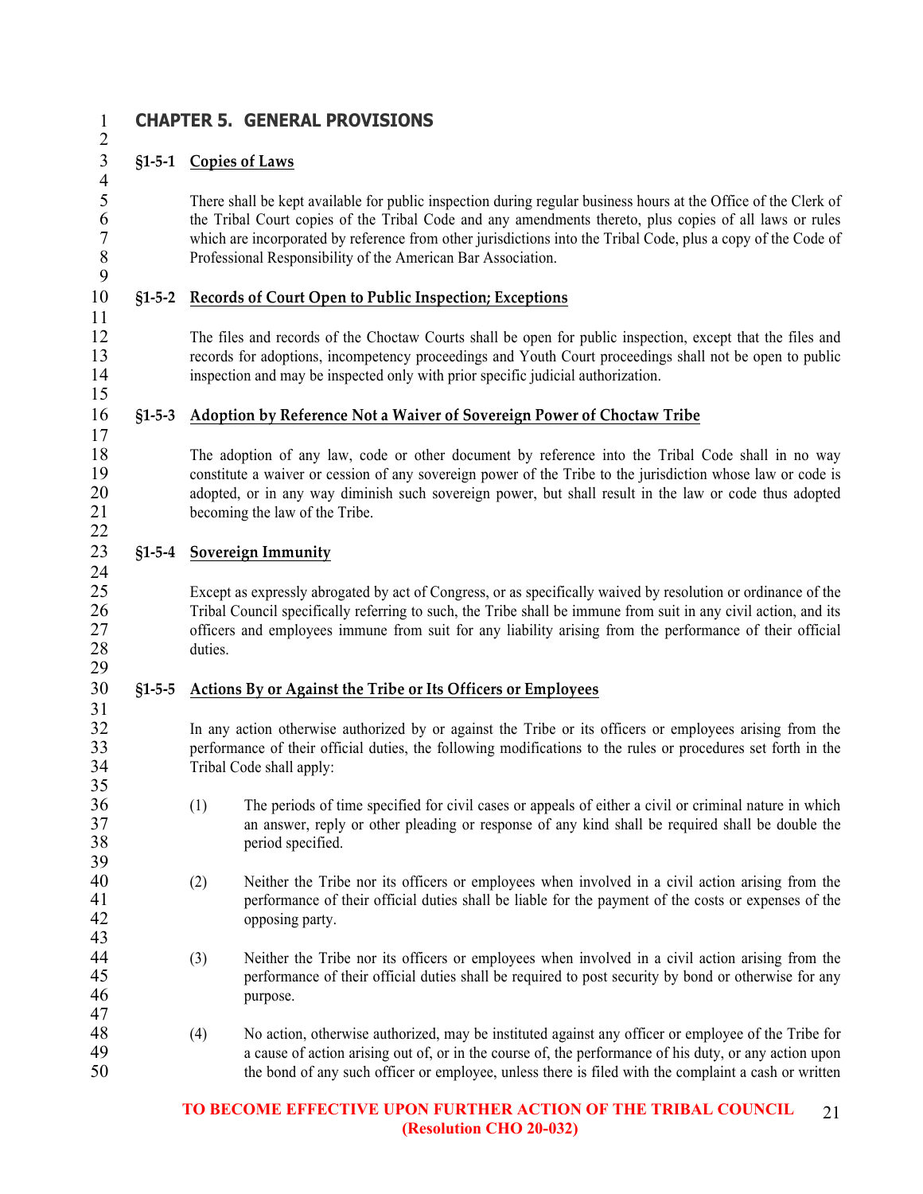## CHAPTER 5. GENERAL PROVISIONS

### §1-5-1 Copies of Laws

There shall be kept available for public inspection during regular business hours at the Office of the Clerk of the Tribal Court copies of the Tribal Code and any amendments thereto, plus copies of all laws or rules which are incorporated by reference from other jurisdictions into the Tribal Code, plus a copy of the Code of Professional Responsibility of the American Bar Association.

### §1-5-2 Records of Court Open to Public Inspection; Exceptions

The files and records of the Choctaw Courts shall be open for public inspection, except that the files and records for adoptions, incompetency proceedings and Youth Court proceedings shall not be open to public inspection and may be inspected only with prior specific judicial authorization.

### §1-5-3 Adoption by Reference Not a Waiver of Sovereign Power of Choctaw Tribe

The adoption of any law, code or other document by reference into the Tribal Code shall in no way constitute a waiver or cession of any sovereign power of the Tribe to the jurisdiction whose law or code is adopted, or in any way diminish such sovereign power, but shall result in the law or code thus adopted becoming the law of the Tribe.

### §1-5-4 Sovereign Immunity

Except as expressly abrogated by act of Congress, or as specifically waived by resolution or ordinance of the Tribal Council specifically referring to such, the Tribe shall be immune from suit in any civil action, and its officers and employees immune from suit for any liability arising from the performance of their official duties.

### §1-5-5 Actions By or Against the Tribe or Its Officers or Employees

In any action otherwise authorized by or against the Tribe or its officers or employees arising from the performance of their official duties, the following modifications to the rules or procedures set forth in the Tribal Code shall apply:

(1) The periods of time specified for civil cases or appeals of either a civil or criminal nature in which an answer, reply or other pleading or response of any kind shall be required shall be double the period specified.

(2) Neither the Tribe nor its officers or employees when involved in a civil action arising from the performance of their official duties shall be liable for the payment of the costs or expenses of the opposing party.

(3) Neither the Tribe nor its officers or employees when involved in a civil action arising from the performance of their official duties shall be required to post security by bond or otherwise for any purpose.

(4) No action, otherwise authorized, may be instituted against any officer or employee of the Tribe for a cause of action arising out of, or in the course of, the performance of his duty, or any action upon the bond of any such officer or employee, unless there is filed with the complaint a cash or written

**TO BECOME EFFECTIVE UPON FURTHER ACTION OF THE TRIBAL COUNCIL (Resolution CHO 20-032)**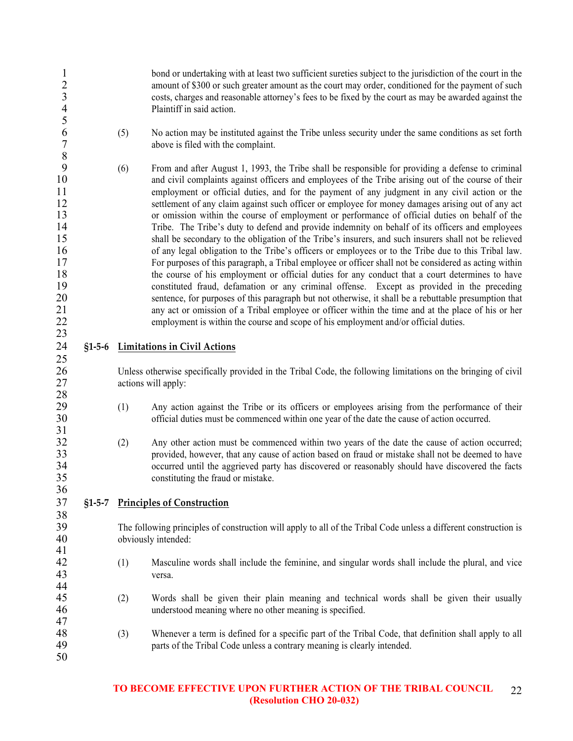bond or undertaking with at least two sufficient sureties subject to the jurisdiction of the court in the amount of $300 or such greater amount as the court may order, conditioned for the payment of such costs, charges and reasonable attorney's fees to be fixed by the court as may be awarded against the Plaintiff in said action.

(5) No action may be instituted against the Tribe unless security under the same conditions as set forth above is filed with the complaint.

(6) From and after August 1, 1993, the Tribe shall be responsible for providing a defense to criminal and civil complaints against officers and employees of the Tribe arising out of the course of their employment or official duties, and for the payment of any judgment in any civil action or the settlement of any claim against such officer or employee for money damages arising out of any act or omission within the course of employment or performance of official duties on behalf of the Tribe. The Tribe's duty to defend and provide indemnity on behalf of its officers and employees shall be secondary to the obligation of the Tribe's insurers, and such insurers shall not be relieved of any legal obligation to the Tribe's officers or employees or to the Tribe due to this Tribal law. For purposes of this paragraph, a Tribal employee or officer shall not be considered as acting within the course of his employment or official duties for any conduct that a court determines to have constituted fraud, defamation or any criminal offense. Except as provided in the preceding sentence, for purposes of this paragraph but not otherwise, it shall be a rebuttable presumption that any act or omission of a Tribal employee or officer within the time and at the place of his or her employment is within the course and scope of his employment and/or official duties.

## §1-5-6 Limitations in Civil Actions

Unless otherwise specifically provided in the Tribal Code, the following limitations on the bringing of civil actions will apply:

(1) Any action against the Tribe or its officers or employees arising from the performance of their official duties must be commenced within one year of the date the cause of action occurred.

(2) Any other action must be commenced within two years of the date the cause of action occurred; provided, however, that any cause of action based on fraud or mistake shall not be deemed to have occurred until the aggrieved party has discovered or reasonably should have discovered the facts constituting the fraud or mistake.

## §1-5-7 Principles of Construction

The following principles of construction will apply to all of the Tribal Code unless a different construction is obviously intended:

(1) Masculine words shall include the feminine, and singular words shall include the plural, and vice versa.

(2) Words shall be given their plain meaning and technical words shall be given their usually understood meaning where no other meaning is specified.

(3) Whenever a term is defined for a specific part of the Tribal Code, that definition shall apply to all parts of the Tribal Code unless a contrary meaning is clearly intended.

**TO BECOME EFFECTIVE UPON FURTHER ACTION OF THE TRIBAL COUNCIL (Resolution CHO 20-032)**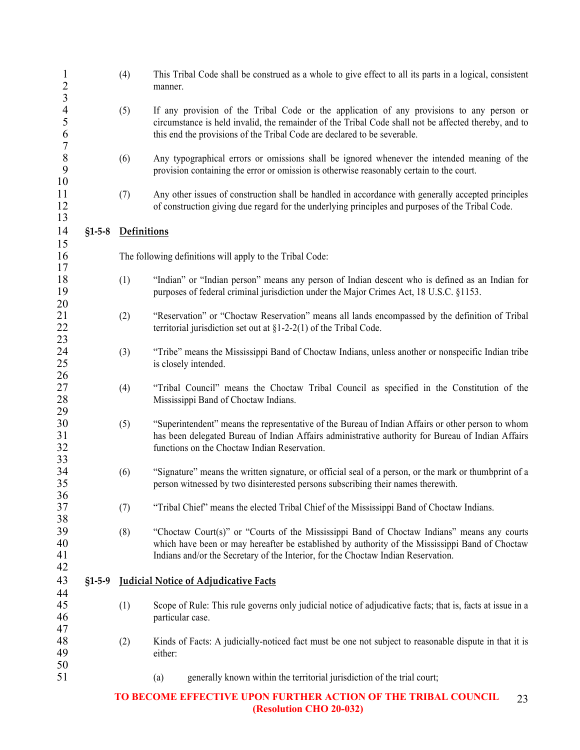(4) This Tribal Code shall be construed as a whole to give effect to all its parts in a logical, consistent manner.

(5) If any provision of the Tribal Code or the application of any provisions to any person or circumstance is held invalid, the remainder of the Tribal Code shall not be affected thereby, and to this end the provisions of the Tribal Code are declared to be severable.

(6) Any typographical errors or omissions shall be ignored whenever the intended meaning of the provision containing the error or omission is otherwise reasonably certain to the court.

(7) Any other issues of construction shall be handled in accordance with generally accepted principles of construction giving due regard for the underlying principles and purposes of the Tribal Code.

## §1-5-8 Definitions

The following definitions will apply to the Tribal Code:

(1) "Indian" or "Indian person" means any person of Indian descent who is defined as an Indian for purposes of federal criminal jurisdiction under the Major Crimes Act, 18 U.S.C. §1153.

(2) "Reservation" or "Choctaw Reservation" means all lands encompassed by the definition of Tribal territorial jurisdiction set out at §1-2-2(1) of the Tribal Code.

(3) "Tribe" means the Mississippi Band of Choctaw Indians, unless another or nonspecific Indian tribe is closely intended.

(4) "Tribal Council" means the Choctaw Tribal Council as specified in the Constitution of the Mississippi Band of Choctaw Indians.

(5) "Superintendent" means the representative of the Bureau of Indian Affairs or other person to whom has been delegated Bureau of Indian Affairs administrative authority for Bureau of Indian Affairs functions on the Choctaw Indian Reservation.

(6) "Signature" means the written signature, or official seal of a person, or the mark or thumbprint of a person witnessed by two disinterested persons subscribing their names therewith.

(7) "Tribal Chief" means the elected Tribal Chief of the Mississippi Band of Choctaw Indians.

(8) "Choctaw Court(s)" or "Courts of the Mississippi Band of Choctaw Indians" means any courts which have been or may hereafter be established by authority of the Mississippi Band of Choctaw Indians and/or the Secretary of the Interior, for the Choctaw Indian Reservation.

## §1-5-9 Judicial Notice of Adjudicative Facts

(1) Scope of Rule: This rule governs only judicial notice of adjudicative facts; that is, facts at issue in a particular case.

(2) Kinds of Facts: A judicially-noticed fact must be one not subject to reasonable dispute in that it is either:

(a) generally known within the territorial jurisdiction of the trial court;

**TO BECOME EFFECTIVE UPON FURTHER ACTION OF THE TRIBAL COUNCIL (Resolution CHO 20-032)**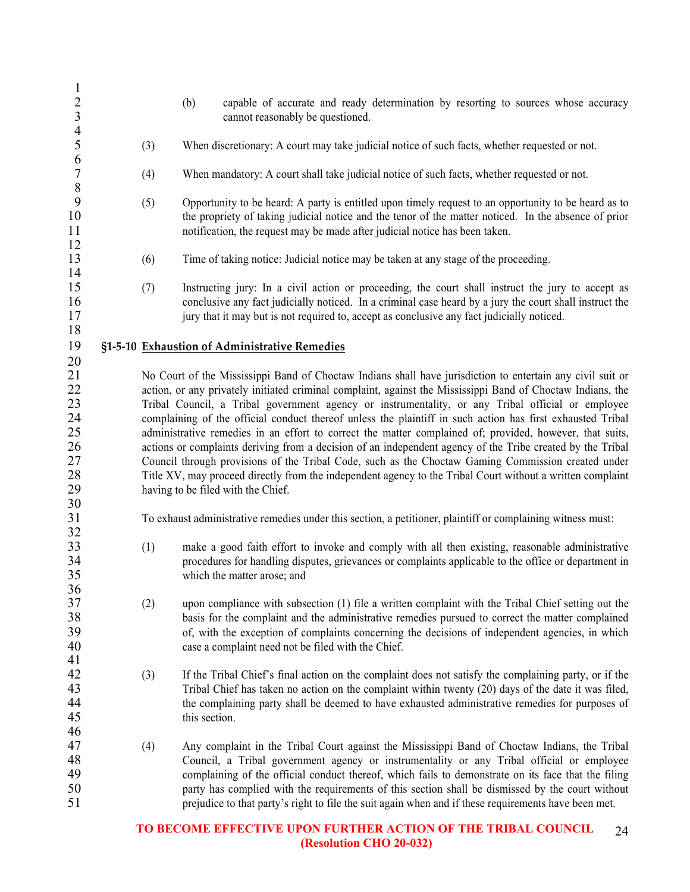(b) capable of accurate and ready determination by resorting to sources whose accuracy cannot reasonably be questioned.

(3) When discretionary: A court may take judicial notice of such facts, whether requested or not.

(4) When mandatory: A court shall take judicial notice of such facts, whether requested or not.

(5) Opportunity to be heard: A party is entitled upon timely request to an opportunity to be heard as to the propriety of taking judicial notice and the tenor of the matter noticed. In the absence of prior notification, the request may be made after judicial notice has been taken.

(6) Time of taking notice: Judicial notice may be taken at any stage of the proceeding.

(7) Instructing jury: In a civil action or proceeding, the court shall instruct the jury to accept as conclusive any fact judicially noticed. In a criminal case heard by a jury the court shall instruct the jury that it may but is not required to, accept as conclusive any fact judicially noticed.

### §1-5-10 Exhaustion of Administrative Remedies

No Court of the Mississippi Band of Choctaw Indians shall have jurisdiction to entertain any civil suit or action, or any privately initiated criminal complaint, against the Mississippi Band of Choctaw Indians, the Tribal Council, a Tribal government agency or instrumentality, or any Tribal official or employee complaining of the official conduct thereof unless the plaintiff in such action has first exhausted Tribal administrative remedies in an effort to correct the matter complained of; provided, however, that suits, actions or complaints deriving from a decision of an independent agency of the Tribe created by the Tribal Council through provisions of the Tribal Code, such as the Choctaw Gaming Commission created under Title XV, may proceed directly from the independent agency to the Tribal Court without a written complaint having to be filed with the Chief.

To exhaust administrative remedies under this section, a petitioner, plaintiff or complaining witness must:

(1) make a good faith effort to invoke and comply with all then existing, reasonable administrative procedures for handling disputes, grievances or complaints applicable to the office or department in which the matter arose; and

(2) upon compliance with subsection (1) file a written complaint with the Tribal Chief setting out the basis for the complaint and the administrative remedies pursued to correct the matter complained of, with the exception of complaints concerning the decisions of independent agencies, in which case a complaint need not be filed with the Chief.

(3) If the Tribal Chief's final action on the complaint does not satisfy the complaining party, or if the Tribal Chief has taken no action on the complaint within twenty (20) days of the date it was filed, the complaining party shall be deemed to have exhausted administrative remedies for purposes of this section.

(4) Any complaint in the Tribal Court against the Mississippi Band of Choctaw Indians, the Tribal Council, a Tribal government agency or instrumentality or any Tribal official or employee complaining of the official conduct thereof, which fails to demonstrate on its face that the filing party has complied with the requirements of this section shall be dismissed by the court without prejudice to that party's right to file the suit again when and if these requirements have been met.

**TO BECOME EFFECTIVE UPON FURTHER ACTION OF THE TRIBAL COUNCIL (Resolution CHO 20-032)**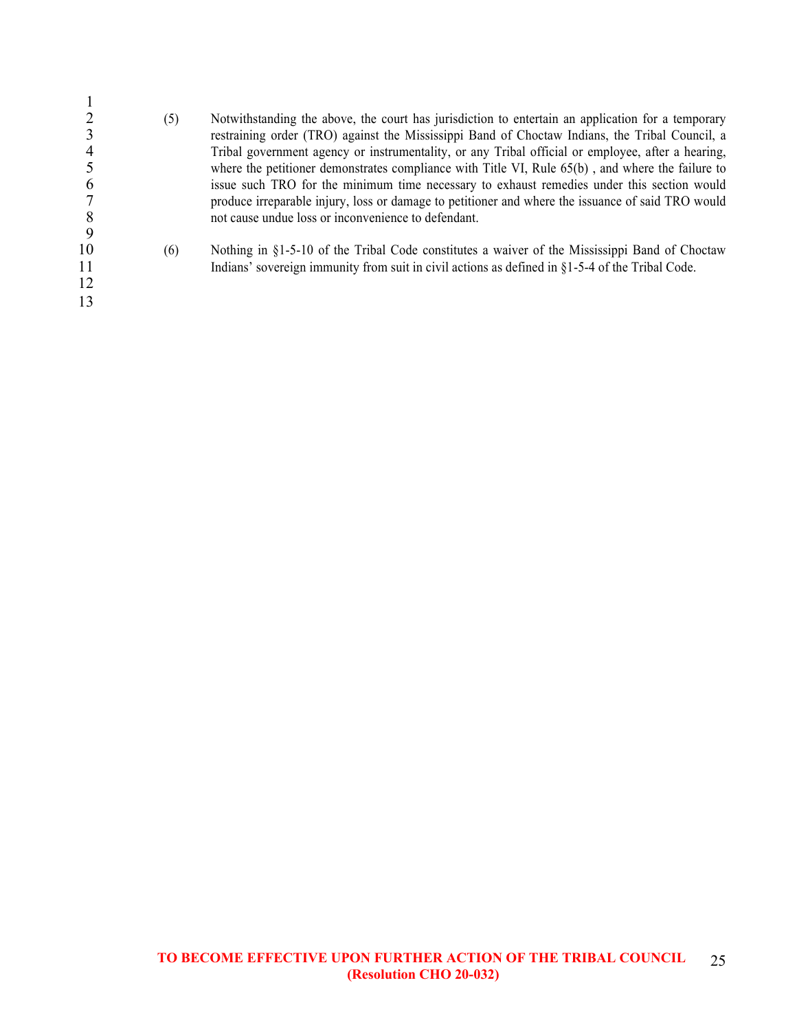(5) Notwithstanding the above, the court has jurisdiction to entertain an application for a temporary restraining order (TRO) against the Mississippi Band of Choctaw Indians, the Tribal Council, a Tribal government agency or instrumentality, or any Tribal official or employee, after a hearing, where the petitioner demonstrates compliance with Title VI, Rule 65(b) , and where the failure to issue such TRO for the minimum time necessary to exhaust remedies under this section would produce irreparable injury, loss or damage to petitioner and where the issuance of said TRO would not cause undue loss or inconvenience to defendant.

(6) Nothing in §1-5-10 of the Tribal Code constitutes a waiver of the Mississippi Band of Choctaw Indians' sovereign immunity from suit in civil actions as defined in §1-5-4 of the Tribal Code.

**TO BECOME EFFECTIVE UPON FURTHER ACTION OF THE TRIBAL COUNCIL (Resolution CHO 20-032)**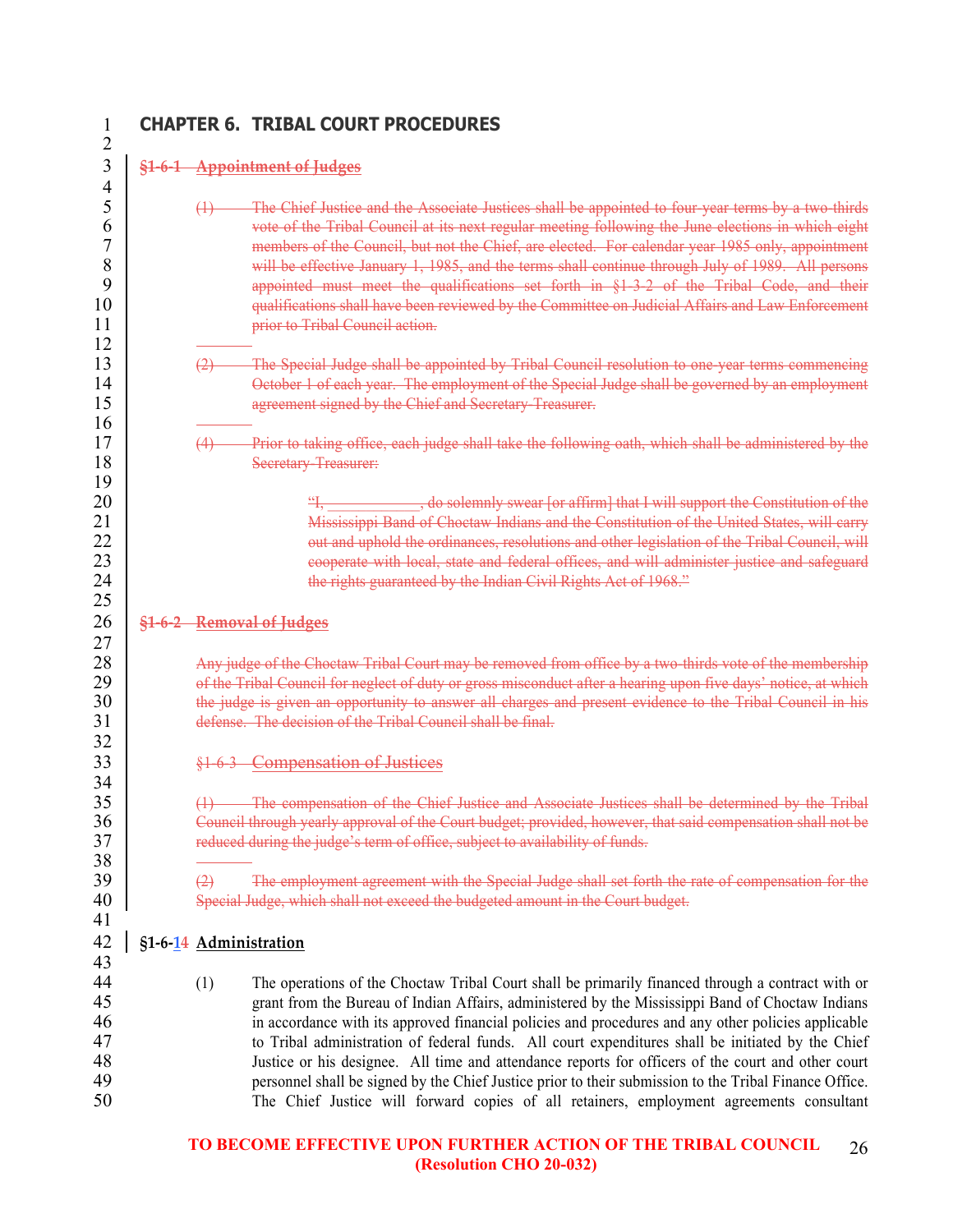## CHAPTER 6. TRIBAL COURT PROCEDURES

~~§1-6-1 Appointment of Judges~~

~~(1) The Chief Justice and the Associate Justices shall be appointed to four-year terms by a two-thirds vote of the Tribal Council at its next regular meeting following the June elections in which eight members of the Council, but not the Chief, are elected. For calendar year 1985 only, appointment will be effective January 1, 1985, and the terms shall continue through July of 1989. All persons appointed must meet the qualifications set forth in §1-3-2 of the Tribal Code, and their qualifications shall have been reviewed by the Committee on Judicial Affairs and Law Enforcement prior to Tribal Council action.~~

~~(2) The Special Judge shall be appointed by Tribal Council resolution to one-year terms commencing October 1 of each year. The employment of the Special Judge shall be governed by an employment agreement signed by the Chief and Secretary-Treasurer.~~

~~(4) Prior to taking office, each judge shall take the following oath, which shall be administered by the Secretary-Treasurer:~~

> ~~"I, ____________, do solemnly swear [or affirm] that I will support the Constitution of the Mississippi Band of Choctaw Indians and the Constitution of the United States, will carry out and uphold the ordinances, resolutions and other legislation of the Tribal Council, will cooperate with local, state and federal offices, and will administer justice and safeguard the rights guaranteed by the Indian Civil Rights Act of 1968."~~

~~§1-6-2 Removal of Judges~~

~~Any judge of the Choctaw Tribal Court may be removed from office by a two-thirds vote of the membership of the Tribal Council for neglect of duty or gross misconduct after a hearing upon five days' notice, at which the judge is given an opportunity to answer all charges and present evidence to the Tribal Council in his defense. The decision of the Tribal Council shall be final.~~

~~§1-6-3 Compensation of Justices~~

~~(1) The compensation of the Chief Justice and Associate Justices shall be determined by the Tribal Council through yearly approval of the Court budget; provided, however, that said compensation shall not be reduced during the judge's term of office, subject to availability of funds.~~

~~(2) The employment agreement with the Special Judge shall set forth the rate of compensation for the Special Judge, which shall not exceed the budgeted amount in the Court budget.~~

**§1-6-1~~4~~ Administration**

(1) The operations of the Choctaw Tribal Court shall be primarily financed through a contract with or grant from the Bureau of Indian Affairs, administered by the Mississippi Band of Choctaw Indians in accordance with its approved financial policies and procedures and any other policies applicable to Tribal administration of federal funds. All court expenditures shall be initiated by the Chief Justice or his designee. All time and attendance reports for officers of the court and other court personnel shall be signed by the Chief Justice prior to their submission to the Tribal Finance Office. The Chief Justice will forward copies of all retainers, employment agreements consultant

**TO BECOME EFFECTIVE UPON FURTHER ACTION OF THE TRIBAL COUNCIL (Resolution CHO 20-032)**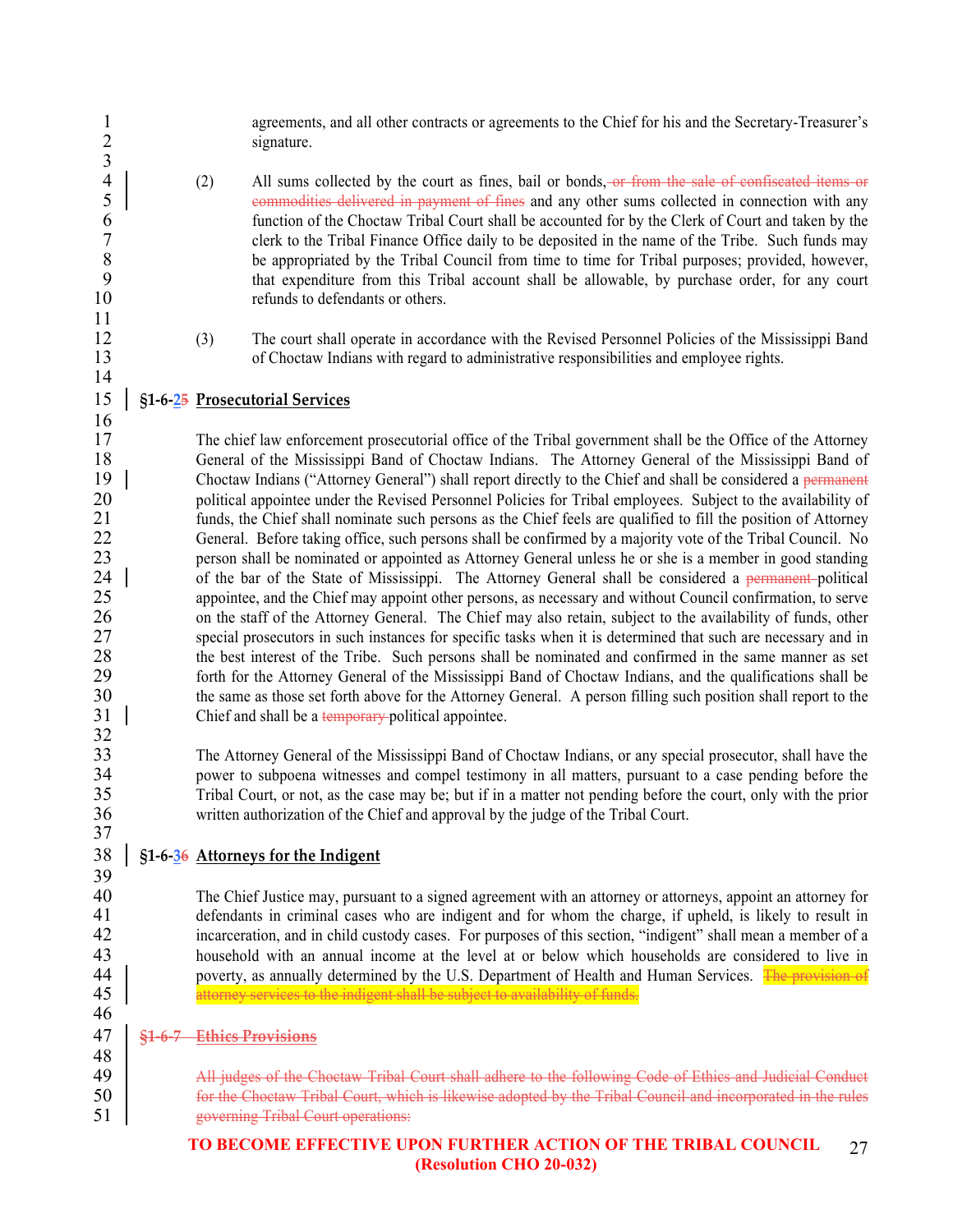agreements, and all other contracts or agreements to the Chief for his and the Secretary-Treasurer's signature.

(2) All sums collected by the court as fines, bail or bonds, ~~or from the sale of confiscated items or commodities delivered in payment of fines~~ and any other sums collected in connection with any function of the Choctaw Tribal Court shall be accounted for by the Clerk of Court and taken by the clerk to the Tribal Finance Office daily to be deposited in the name of the Tribe. Such funds may be appropriated by the Tribal Council from time to time for Tribal purposes; provided, however, that expenditure from this Tribal account shall be allowable, by purchase order, for any court refunds to defendants or others.

(3) The court shall operate in accordance with the Revised Personnel Policies of the Mississippi Band of Choctaw Indians with regard to administrative responsibilities and employee rights.

**§1-6-2~~5~~ Prosecutorial Services**

The chief law enforcement prosecutorial office of the Tribal government shall be the Office of the Attorney General of the Mississippi Band of Choctaw Indians. The Attorney General of the Mississippi Band of Choctaw Indians ("Attorney General") shall report directly to the Chief and shall be considered a ~~permanent~~ political appointee under the Revised Personnel Policies for Tribal employees. Subject to the availability of funds, the Chief shall nominate such persons as the Chief feels are qualified to fill the position of Attorney General. Before taking office, such persons shall be confirmed by a majority vote of the Tribal Council. No person shall be nominated or appointed as Attorney General unless he or she is a member in good standing of the bar of the State of Mississippi. The Attorney General shall be considered a ~~permanent~~ political appointee, and the Chief may appoint other persons, as necessary and without Council confirmation, to serve on the staff of the Attorney General. The Chief may also retain, subject to the availability of funds, other special prosecutors in such instances for specific tasks when it is determined that such are necessary and in the best interest of the Tribe. Such persons shall be nominated and confirmed in the same manner as set forth for the Attorney General of the Mississippi Band of Choctaw Indians, and the qualifications shall be the same as those set forth above for the Attorney General. A person filling such position shall report to the Chief and shall be a ~~temporary~~ political appointee.

The Attorney General of the Mississippi Band of Choctaw Indians, or any special prosecutor, shall have the power to subpoena witnesses and compel testimony in all matters, pursuant to a case pending before the Tribal Court, or not, as the case may be; but if in a matter not pending before the court, only with the prior written authorization of the Chief and approval by the judge of the Tribal Court.

**§1-6-3~~6~~ Attorneys for the Indigent**

The Chief Justice may, pursuant to a signed agreement with an attorney or attorneys, appoint an attorney for defendants in criminal cases who are indigent and for whom the charge, if upheld, is likely to result in incarceration, and in child custody cases. For purposes of this section, "indigent" shall mean a member of a household with an annual income at the level at or below which households are considered to live in poverty, as annually determined by the U.S. Department of Health and Human Services. ~~The provision of attorney services to the indigent shall be subject to availability of funds.~~

~~**§1-6-7 Ethics Provisions**~~

~~All judges of the Choctaw Tribal Court shall adhere to the following Code of Ethics and Judicial Conduct for the Choctaw Tribal Court, which is likewise adopted by the Tribal Council and incorporated in the rules governing Tribal Court operations:~~

**TO BECOME EFFECTIVE UPON FURTHER ACTION OF THE TRIBAL COUNCIL (Resolution CHO 20-032)**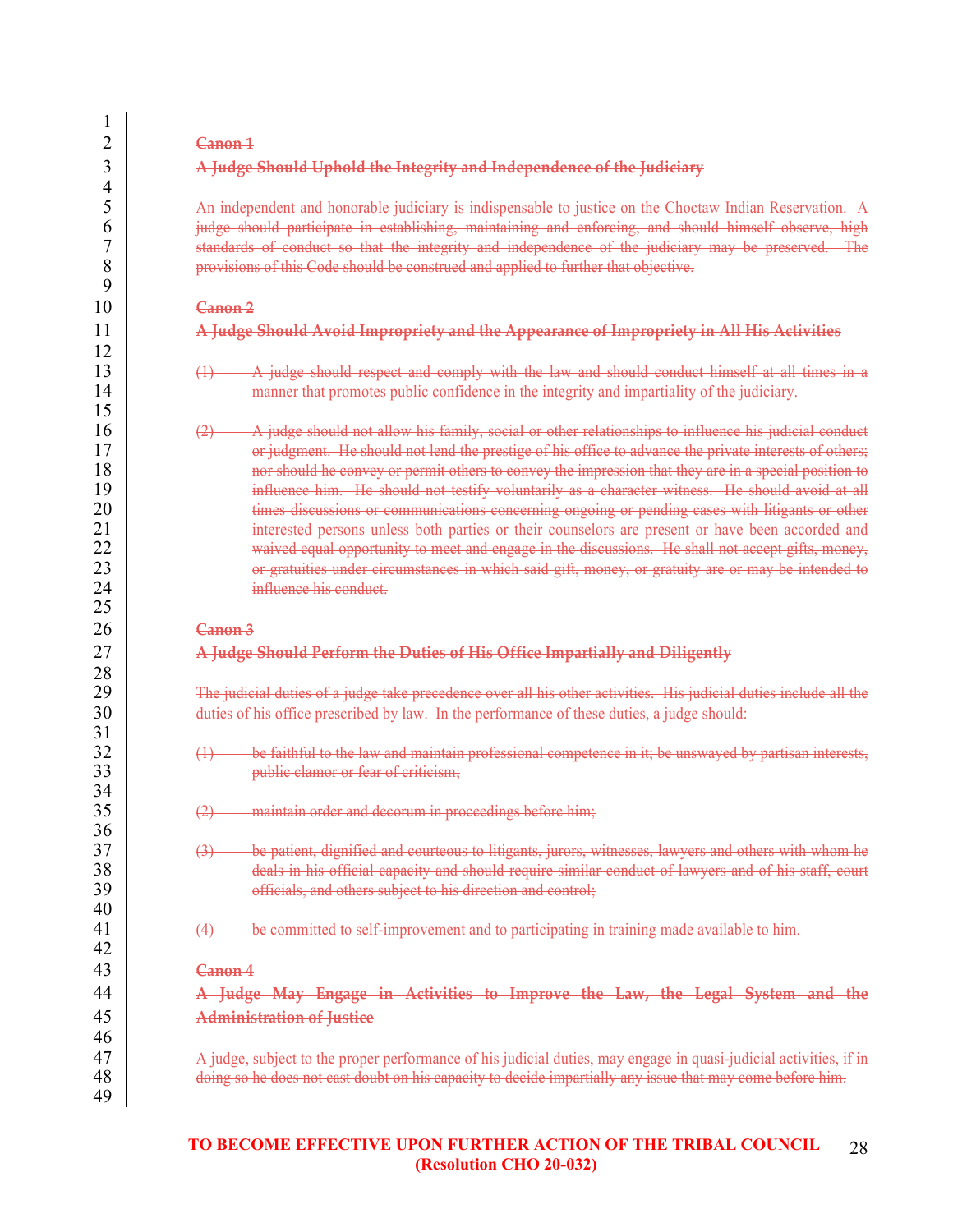~~**Canon 1**~~

~~**A Judge Should Uphold the Integrity and Independence of the Judiciary**~~

~~An independent and honorable judiciary is indispensable to justice on the Choctaw Indian Reservation. A judge should participate in establishing, maintaining and enforcing, and should himself observe, high standards of conduct so that the integrity and independence of the judiciary may be preserved. The provisions of this Code should be construed and applied to further that objective.~~

~~**Canon 2**~~

~~**A Judge Should Avoid Impropriety and the Appearance of Impropriety in All His Activities**~~

~~(1) A judge should respect and comply with the law and should conduct himself at all times in a manner that promotes public confidence in the integrity and impartiality of the judiciary.~~

~~(2) A judge should not allow his family, social or other relationships to influence his judicial conduct or judgment. He should not lend the prestige of his office to advance the private interests of others; nor should he convey or permit others to convey the impression that they are in a special position to influence him. He should not testify voluntarily as a character witness. He should avoid at all times discussions or communications concerning ongoing or pending cases with litigants or other interested persons unless both parties or their counselors are present or have been accorded and waived equal opportunity to meet and engage in the discussions. He shall not accept gifts, money, or gratuities under circumstances in which said gift, money, or gratuity are or may be intended to influence his conduct.~~

~~**Canon 3**~~

~~**A Judge Should Perform the Duties of His Office Impartially and Diligently**~~

~~The judicial duties of a judge take precedence over all his other activities. His judicial duties include all the duties of his office prescribed by law. In the performance of these duties, a judge should:~~

~~(1) be faithful to the law and maintain professional competence in it; be unswayed by partisan interests, public clamor or fear of criticism;~~

~~(2) maintain order and decorum in proceedings before him;~~

~~(3) be patient, dignified and courteous to litigants, jurors, witnesses, lawyers and others with whom he deals in his official capacity and should require similar conduct of lawyers and of his staff, court officials, and others subject to his direction and control;~~

~~(4) be committed to self-improvement and to participating in training made available to him.~~

~~**Canon 4**~~

~~**A Judge May Engage in Activities to Improve the Law, the Legal System and the Administration of Justice**~~

~~A judge, subject to the proper performance of his judicial duties, may engage in quasi-judicial activities, if in doing so he does not cast doubt on his capacity to decide impartially any issue that may come before him.~~

**TO BECOME EFFECTIVE UPON FURTHER ACTION OF THE TRIBAL COUNCIL (Resolution CHO 20-032)**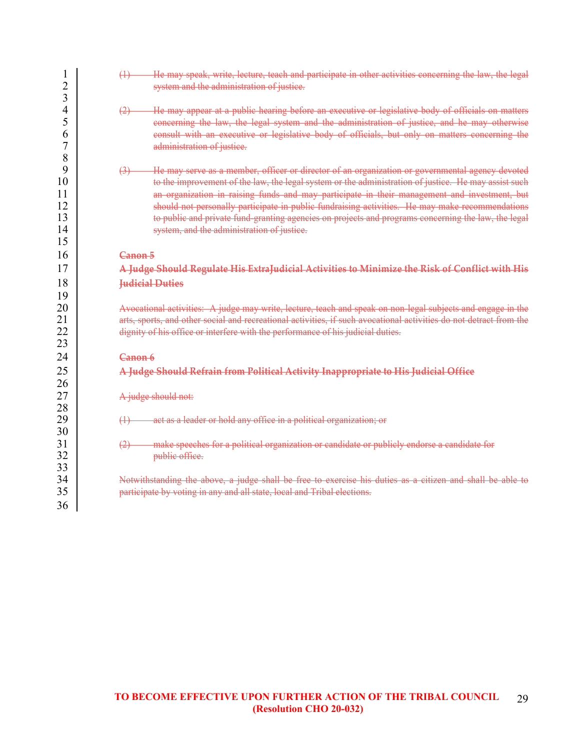~~(1) He may speak, write, lecture, teach and participate in other activities concerning the law, the legal system and the administration of justice.~~

~~(2) He may appear at a public hearing before an executive or legislative body of officials on matters concerning the law, the legal system and the administration of justice, and he may otherwise consult with an executive or legislative body of officials, but only on matters concerning the administration of justice.~~

~~(3) He may serve as a member, officer or director of an organization or governmental agency devoted to the improvement of the law, the legal system or the administration of justice. He may assist such an organization in raising funds and may participate in their management and investment, but should not personally participate in public fundraising activities. He may make recommendations to public and private fund-granting agencies on projects and programs concerning the law, the legal system, and the administration of justice.~~

**~~Canon 5~~**

**~~A Judge Should Regulate His ExtraJudicial Activities to Minimize the Risk of Conflict with His Judicial Duties~~**

~~Avocational activities: A judge may write, lecture, teach and speak on non-legal subjects and engage in the arts, sports, and other social and recreational activities, if such avocational activities do not detract from the dignity of his office or interfere with the performance of his judicial duties.~~

**~~Canon 6~~**

**~~A Judge Should Refrain from Political Activity Inappropriate to His Judicial Office~~**

~~A judge should not:~~

~~(1) act as a leader or hold any office in a political organization; or~~

~~(2) make speeches for a political organization or candidate or publicly endorse a candidate for public office.~~

~~Notwithstanding the above, a judge shall be free to exercise his duties as a citizen and shall be able to participate by voting in any and all state, local and Tribal elections.~~

**TO BECOME EFFECTIVE UPON FURTHER ACTION OF THE TRIBAL COUNCIL (Resolution CHO 20-032)**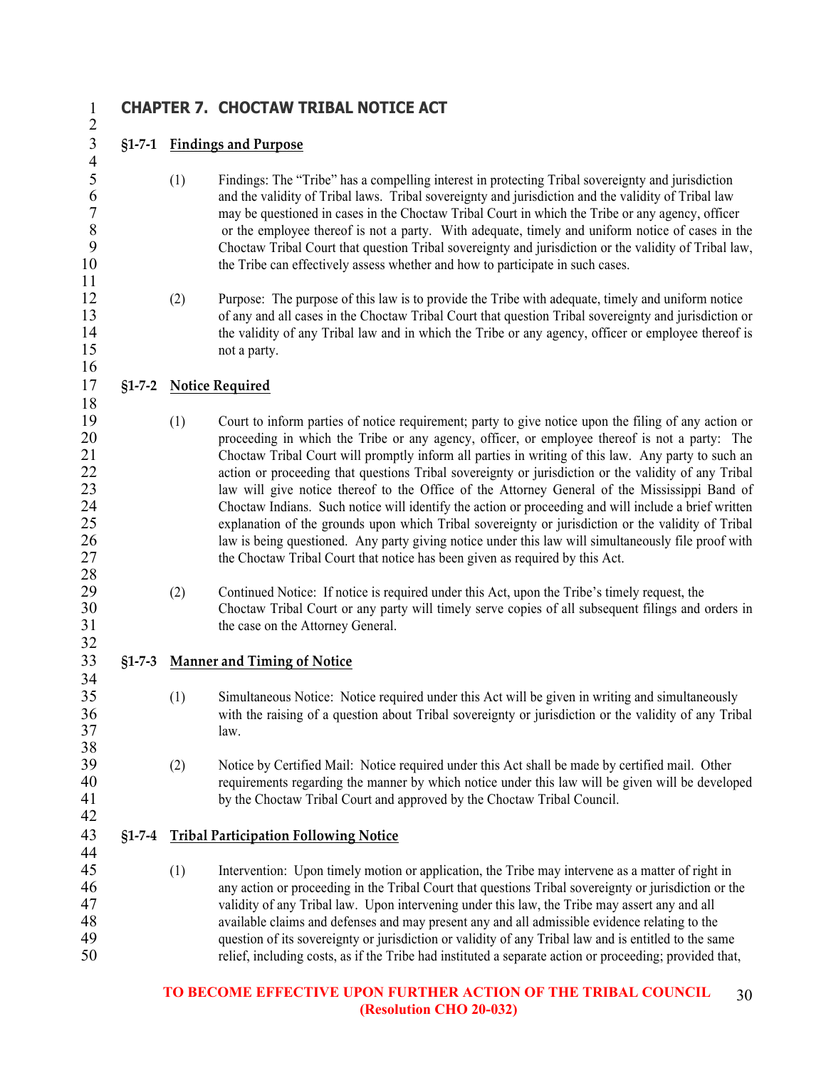## CHAPTER 7. CHOCTAW TRIBAL NOTICE ACT

### §1-7-1 Findings and Purpose

(1) Findings: The "Tribe" has a compelling interest in protecting Tribal sovereignty and jurisdiction and the validity of Tribal laws. Tribal sovereignty and jurisdiction and the validity of Tribal law may be questioned in cases in the Choctaw Tribal Court in which the Tribe or any agency, officer or the employee thereof is not a party. With adequate, timely and uniform notice of cases in the Choctaw Tribal Court that question Tribal sovereignty and jurisdiction or the validity of Tribal law, the Tribe can effectively assess whether and how to participate in such cases.

(2) Purpose: The purpose of this law is to provide the Tribe with adequate, timely and uniform notice of any and all cases in the Choctaw Tribal Court that question Tribal sovereignty and jurisdiction or the validity of any Tribal law and in which the Tribe or any agency, officer or employee thereof is not a party.

### §1-7-2 Notice Required

(1) Court to inform parties of notice requirement; party to give notice upon the filing of any action or proceeding in which the Tribe or any agency, officer, or employee thereof is not a party: The Choctaw Tribal Court will promptly inform all parties in writing of this law. Any party to such an action or proceeding that questions Tribal sovereignty or jurisdiction or the validity of any Tribal law will give notice thereof to the Office of the Attorney General of the Mississippi Band of Choctaw Indians. Such notice will identify the action or proceeding and will include a brief written explanation of the grounds upon which Tribal sovereignty or jurisdiction or the validity of Tribal law is being questioned. Any party giving notice under this law will simultaneously file proof with the Choctaw Tribal Court that notice has been given as required by this Act.

(2) Continued Notice: If notice is required under this Act, upon the Tribe's timely request, the Choctaw Tribal Court or any party will timely serve copies of all subsequent filings and orders in the case on the Attorney General.

### §1-7-3 Manner and Timing of Notice

(1) Simultaneous Notice: Notice required under this Act will be given in writing and simultaneously with the raising of a question about Tribal sovereignty or jurisdiction or the validity of any Tribal law.

(2) Notice by Certified Mail: Notice required under this Act shall be made by certified mail. Other requirements regarding the manner by which notice under this law will be given will be developed by the Choctaw Tribal Court and approved by the Choctaw Tribal Council.

### §1-7-4 Tribal Participation Following Notice

(1) Intervention: Upon timely motion or application, the Tribe may intervene as a matter of right in any action or proceeding in the Tribal Court that questions Tribal sovereignty or jurisdiction or the validity of any Tribal law. Upon intervening under this law, the Tribe may assert any and all available claims and defenses and may present any and all admissible evidence relating to the question of its sovereignty or jurisdiction or validity of any Tribal law and is entitled to the same relief, including costs, as if the Tribe had instituted a separate action or proceeding; provided that,

**TO BECOME EFFECTIVE UPON FURTHER ACTION OF THE TRIBAL COUNCIL (Resolution CHO 20-032)**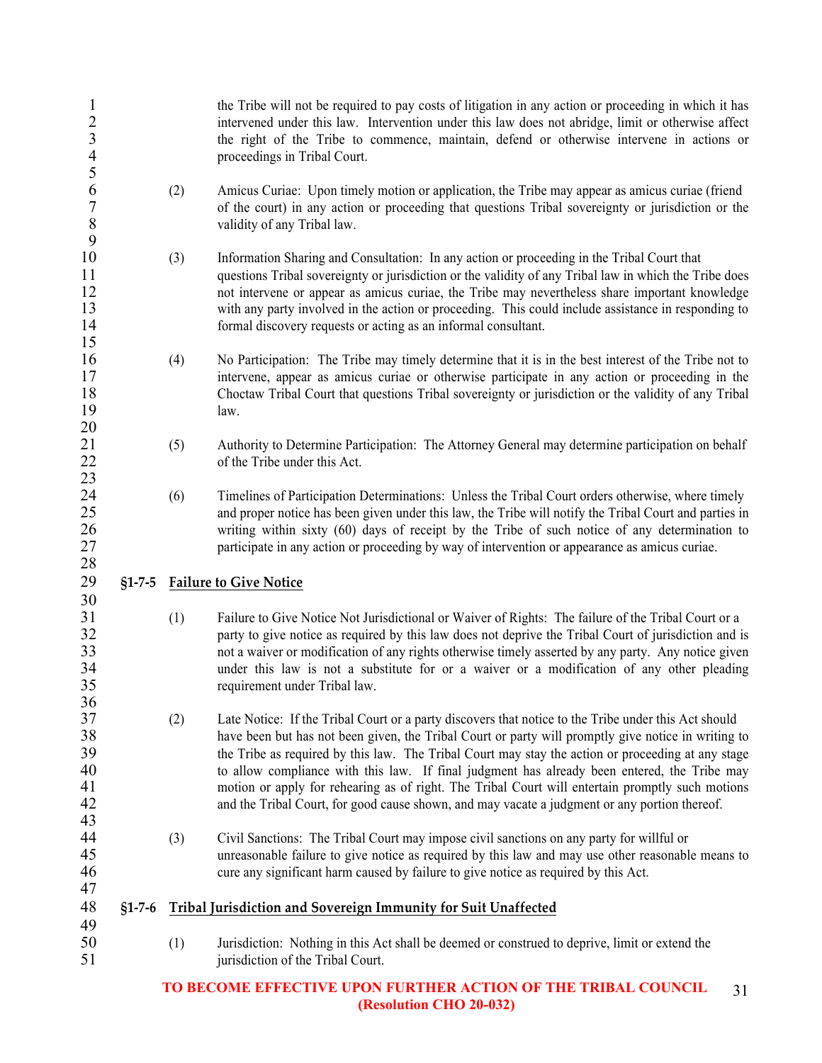the Tribe will not be required to pay costs of litigation in any action or proceeding in which it has intervened under this law. Intervention under this law does not abridge, limit or otherwise affect the right of the Tribe to commence, maintain, defend or otherwise intervene in actions or proceedings in Tribal Court.

(2) Amicus Curiae: Upon timely motion or application, the Tribe may appear as amicus curiae (friend of the court) in any action or proceeding that questions Tribal sovereignty or jurisdiction or the validity of any Tribal law.

(3) Information Sharing and Consultation: In any action or proceeding in the Tribal Court that questions Tribal sovereignty or jurisdiction or the validity of any Tribal law in which the Tribe does not intervene or appear as amicus curiae, the Tribe may nevertheless share important knowledge with any party involved in the action or proceeding. This could include assistance in responding to formal discovery requests or acting as an informal consultant.

(4) No Participation: The Tribe may timely determine that it is in the best interest of the Tribe not to intervene, appear as amicus curiae or otherwise participate in any action or proceeding in the Choctaw Tribal Court that questions Tribal sovereignty or jurisdiction or the validity of any Tribal law.

(5) Authority to Determine Participation: The Attorney General may determine participation on behalf of the Tribe under this Act.

(6) Timelines of Participation Determinations: Unless the Tribal Court orders otherwise, where timely and proper notice has been given under this law, the Tribe will notify the Tribal Court and parties in writing within sixty (60) days of receipt by the Tribe of such notice of any determination to participate in any action or proceeding by way of intervention or appearance as amicus curiae.

## §1-7-5 Failure to Give Notice

(1) Failure to Give Notice Not Jurisdictional or Waiver of Rights: The failure of the Tribal Court or a party to give notice as required by this law does not deprive the Tribal Court of jurisdiction and is not a waiver or modification of any rights otherwise timely asserted by any party. Any notice given under this law is not a substitute for or a waiver or a modification of any other pleading requirement under Tribal law.

(2) Late Notice: If the Tribal Court or a party discovers that notice to the Tribe under this Act should have been but has not been given, the Tribal Court or party will promptly give notice in writing to the Tribe as required by this law. The Tribal Court may stay the action or proceeding at any stage to allow compliance with this law. If final judgment has already been entered, the Tribe may motion or apply for rehearing as of right. The Tribal Court will entertain promptly such motions and the Tribal Court, for good cause shown, and may vacate a judgment or any portion thereof.

(3) Civil Sanctions: The Tribal Court may impose civil sanctions on any party for willful or unreasonable failure to give notice as required by this law and may use other reasonable means to cure any significant harm caused by failure to give notice as required by this Act.

## §1-7-6 Tribal Jurisdiction and Sovereign Immunity for Suit Unaffected

(1) Jurisdiction: Nothing in this Act shall be deemed or construed to deprive, limit or extend the jurisdiction of the Tribal Court.

**TO BECOME EFFECTIVE UPON FURTHER ACTION OF THE TRIBAL COUNCIL (Resolution CHO 20-032)**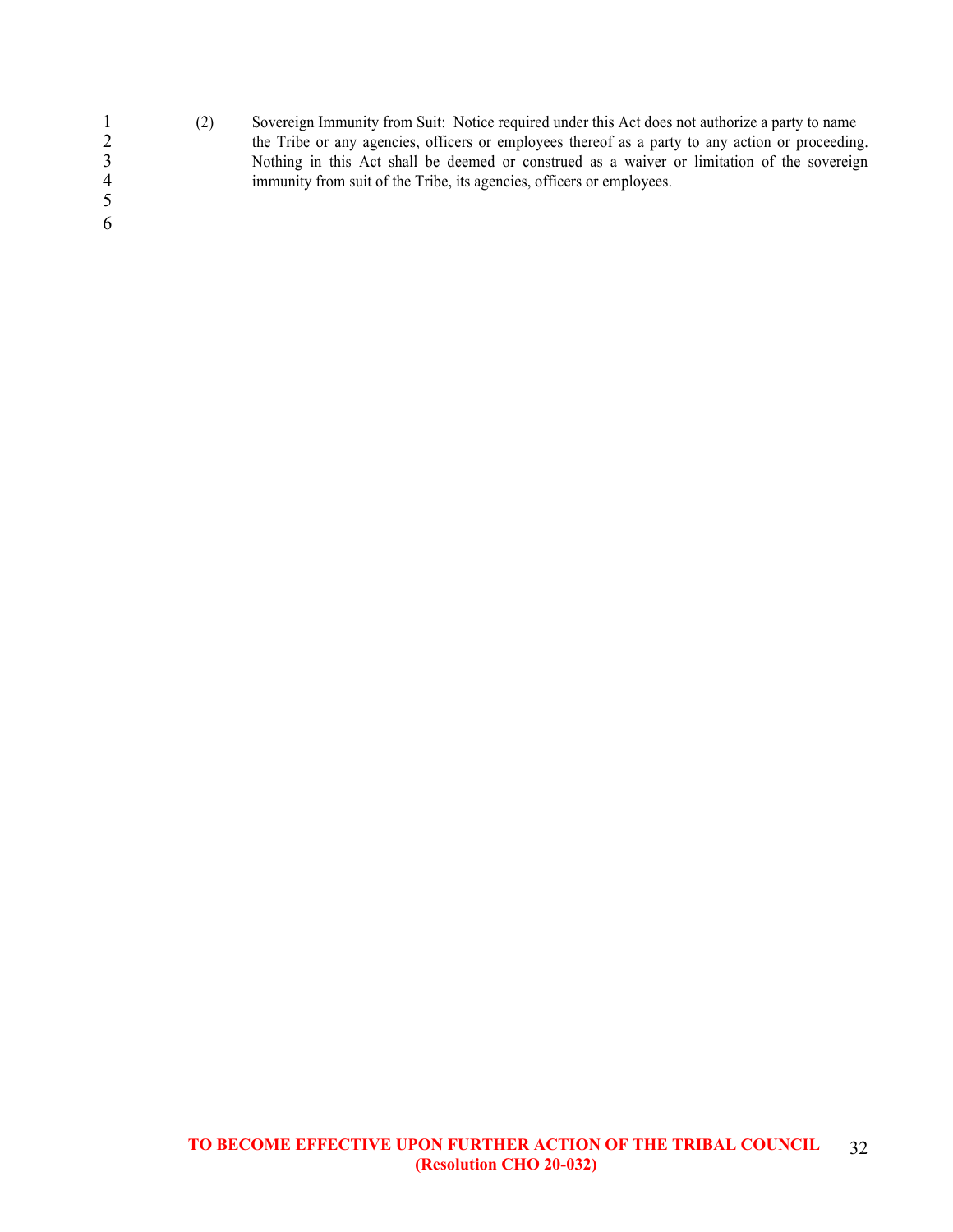(2) Sovereign Immunity from Suit: Notice required under this Act does not authorize a party to name the Tribe or any agencies, officers or employees thereof as a party to any action or proceeding. Nothing in this Act shall be deemed or construed as a waiver or limitation of the sovereign immunity from suit of the Tribe, its agencies, officers or employees.

**TO BECOME EFFECTIVE UPON FURTHER ACTION OF THE TRIBAL COUNCIL (Resolution CHO 20-032)**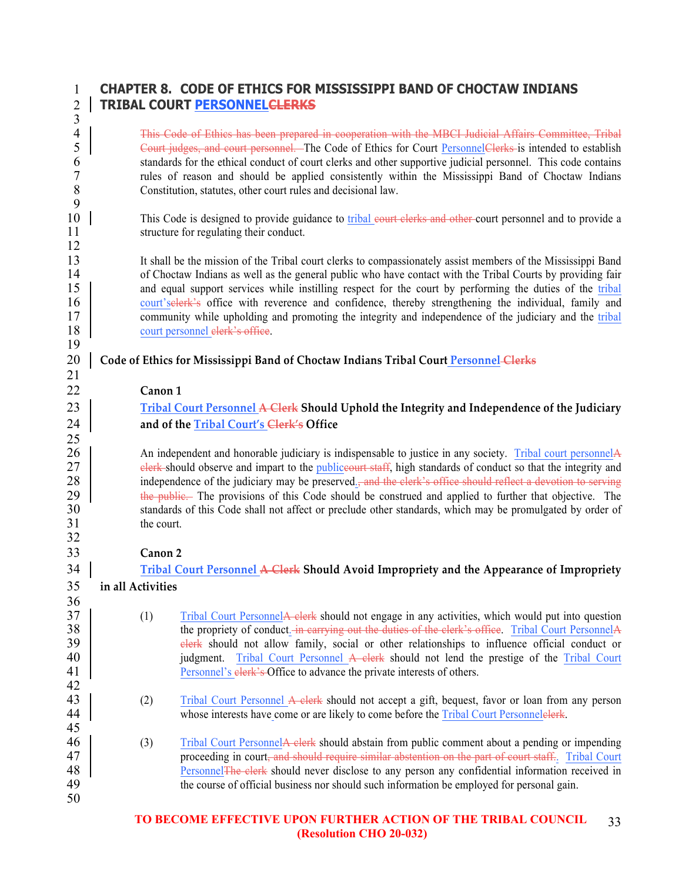# CHAPTER 8. CODE OF ETHICS FOR MISSISSIPPI BAND OF CHOCTAW INDIANS TRIBAL COURT PERSONNEL~~CLERKS~~

~~This Code of Ethics has been prepared in cooperation with the MBCI Judicial Affairs Committee, Tribal Court judges, and court personnel.~~ The Code of Ethics for Court Personnel~~Clerks~~ is intended to establish standards for the ethical conduct of court clerks and other supportive judicial personnel. This code contains rules of reason and should be applied consistently within the Mississippi Band of Choctaw Indians Constitution, statutes, other court rules and decisional law.

This Code is designed to provide guidance to tribal ~~court clerks and other~~ court personnel and to provide a structure for regulating their conduct.

It shall be the mission of the Tribal court clerks to compassionately assist members of the Mississippi Band of Choctaw Indians as well as the general public who have contact with the Tribal Courts by providing fair and equal support services while instilling respect for the court by performing the duties of the tribal court's~~clerk's~~ office with reverence and confidence, thereby strengthening the individual, family and community while upholding and promoting the integrity and independence of the judiciary and the tribal court personnel ~~clerk's office~~.

## Code of Ethics for Mississippi Band of Choctaw Indians Tribal Court Personnel ~~Clerks~~

### Canon 1

**Tribal Court Personnel ~~A Clerk~~ Should Uphold the Integrity and Independence of the Judiciary and of the Tribal Court's ~~Clerk's~~ Office**

An independent and honorable judiciary is indispensable to justice in any society. Tribal court personnel~~A clerk~~ should observe and impart to the public~~court staff~~, high standards of conduct so that the integrity and independence of the judiciary may be preserved.~~, and the clerk's office should reflect a devotion to serving the public.~~ The provisions of this Code should be construed and applied to further that objective. The standards of this Code shall not affect or preclude other standards, which may be promulgated by order of the court.

### Canon 2

**Tribal Court Personnel ~~A Clerk~~ Should Avoid Impropriety and the Appearance of Impropriety in all Activities**

(1) Tribal Court Personnel~~A clerk~~ should not engage in any activities, which would put into question the propriety of conduct.~~ in carrying out the duties of the clerk's office~~. Tribal Court Personnel~~A clerk~~ should not allow family, social or other relationships to influence official conduct or judgment. Tribal Court Personnel ~~A clerk~~ should not lend the prestige of the Tribal Court Personnel's ~~clerk's~~ Office to advance the private interests of others.

(2) Tribal Court Personnel ~~A clerk~~ should not accept a gift, bequest, favor or loan from any person whose interests have come or are likely to come before the Tribal Court Personnel~~clerk~~.

(3) Tribal Court Personnel~~A clerk~~ should abstain from public comment about a pending or impending proceeding in court~~, and should require similar abstention on the part of court staff.~~. Tribal Court Personnel~~The clerk~~ should never disclose to any person any confidential information received in the course of official business nor should such information be employed for personal gain.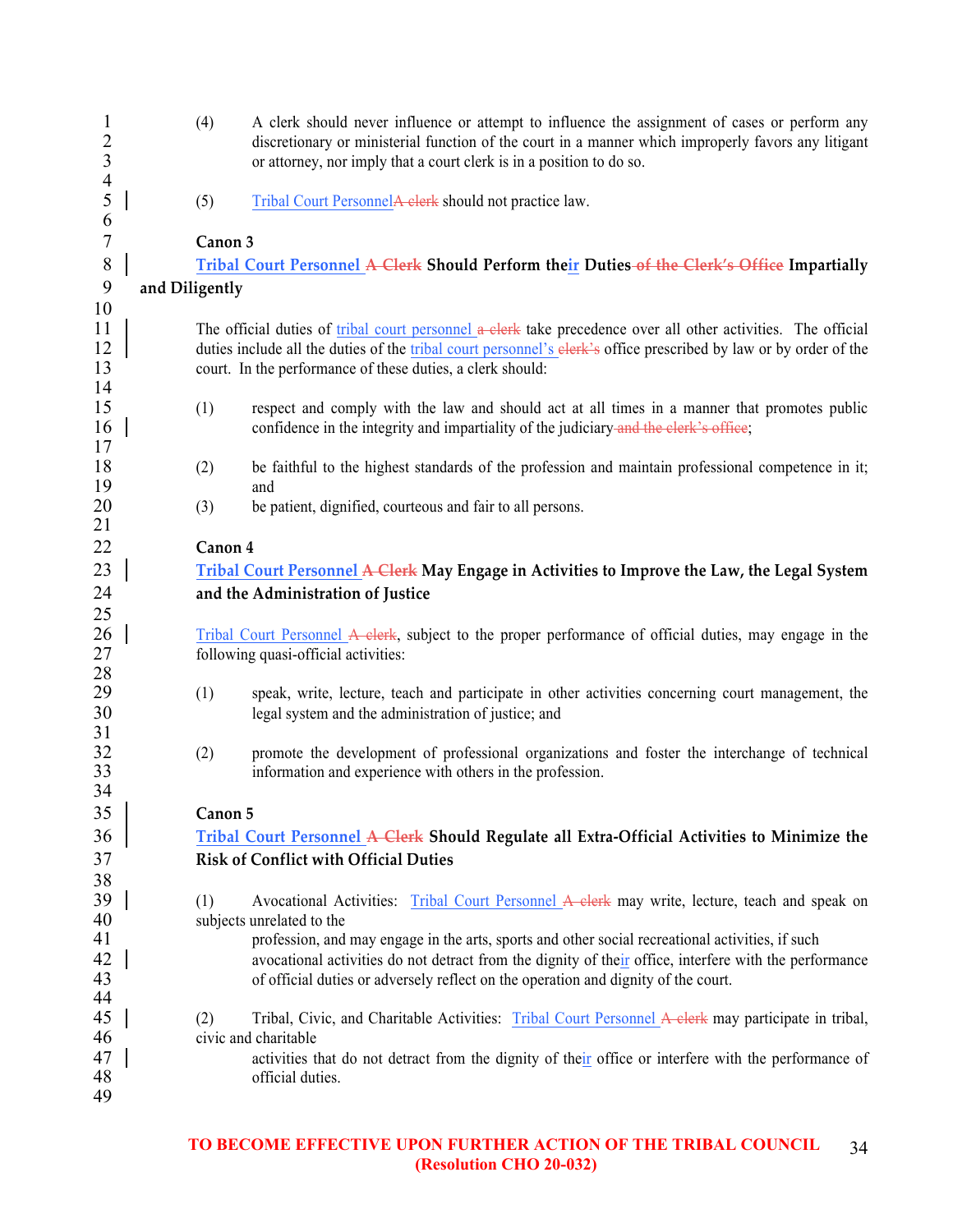(4) A clerk should never influence or attempt to influence the assignment of cases or perform any discretionary or ministerial function of the court in a manner which improperly favors any litigant or attorney, nor imply that a court clerk is in a position to do so.

(5) Tribal Court Personnel~~A clerk~~ should not practice law.

**Canon 3**

**Tribal Court Personnel ~~A Clerk~~ Should Perform their Duties ~~of the Clerk's Office~~ Impartially and Diligently**

The official duties of tribal court personnel ~~a clerk~~ take precedence over all other activities. The official duties include all the duties of the tribal court personnel's ~~clerk's~~ office prescribed by law or by order of the court. In the performance of these duties, a clerk should:

(1) respect and comply with the law and should act at all times in a manner that promotes public confidence in the integrity and impartiality of the judiciary ~~and the clerk's office~~;

(2) be faithful to the highest standards of the profession and maintain professional competence in it; and

(3) be patient, dignified, courteous and fair to all persons.

**Canon 4**

**Tribal Court Personnel ~~A Clerk~~ May Engage in Activities to Improve the Law, the Legal System and the Administration of Justice**

Tribal Court Personnel ~~A clerk~~, subject to the proper performance of official duties, may engage in the following quasi-official activities:

(1) speak, write, lecture, teach and participate in other activities concerning court management, the legal system and the administration of justice; and

(2) promote the development of professional organizations and foster the interchange of technical information and experience with others in the profession.

**Canon 5**

**Tribal Court Personnel ~~A Clerk~~ Should Regulate all Extra-Official Activities to Minimize the Risk of Conflict with Official Duties**

(1) Avocational Activities: Tribal Court Personnel ~~A clerk~~ may write, lecture, teach and speak on subjects unrelated to the profession, and may engage in the arts, sports and other social recreational activities, if such avocational activities do not detract from the dignity of their office, interfere with the performance of official duties or adversely reflect on the operation and dignity of the court.

(2) Tribal, Civic, and Charitable Activities: Tribal Court Personnel ~~A clerk~~ may participate in tribal, civic and charitable activities that do not detract from the dignity of their office or interfere with the performance of official duties.

**TO BECOME EFFECTIVE UPON FURTHER ACTION OF THE TRIBAL COUNCIL (Resolution CHO 20-032)**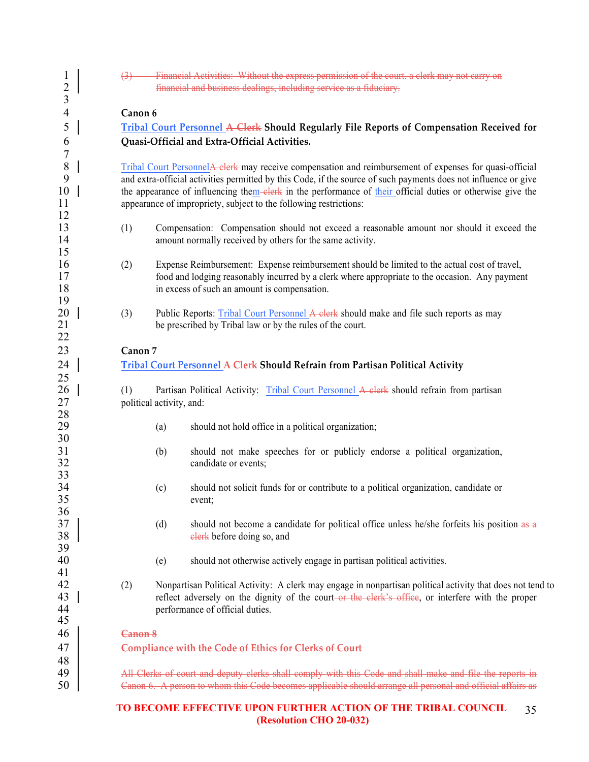~~(3) Financial Activities: Without the express permission of the court, a clerk may not carry on financial and business dealings, including service as a fiduciary.~~

**Canon 6**

**Tribal Court Personnel ~~A Clerk~~ Should Regularly File Reports of Compensation Received for Quasi-Official and Extra-Official Activities.**

Tribal Court Personnel~~A clerk~~ may receive compensation and reimbursement of expenses for quasi-official and extra-official activities permitted by this Code, if the source of such payments does not influence or give the appearance of influencing them ~~clerk~~ in the performance of their official duties or otherwise give the appearance of impropriety, subject to the following restrictions:

(1) Compensation: Compensation should not exceed a reasonable amount nor should it exceed the amount normally received by others for the same activity.

(2) Expense Reimbursement: Expense reimbursement should be limited to the actual cost of travel, food and lodging reasonably incurred by a clerk where appropriate to the occasion. Any payment in excess of such an amount is compensation.

(3) Public Reports: Tribal Court Personnel ~~A clerk~~ should make and file such reports as may be prescribed by Tribal law or by the rules of the court.

**Canon 7**

**Tribal Court Personnel ~~A Clerk~~ Should Refrain from Partisan Political Activity**

(1) Partisan Political Activity: Tribal Court Personnel ~~A clerk~~ should refrain from partisan political activity, and:

- (a) should not hold office in a political organization;
- (b) should not make speeches for or publicly endorse a political organization, candidate or events;
- (c) should not solicit funds for or contribute to a political organization, candidate or event;
- (d) should not become a candidate for political office unless he/she forfeits his position ~~as a clerk~~ before doing so, and
- (e) should not otherwise actively engage in partisan political activities.

(2) Nonpartisan Political Activity: A clerk may engage in nonpartisan political activity that does not tend to reflect adversely on the dignity of the court ~~or the clerk's office~~, or interfere with the proper performance of official duties.

~~**Canon 8**~~

~~**Compliance with the Code of Ethics for Clerks of Court**~~

~~All Clerks of court and deputy clerks shall comply with this Code and shall make and file the reports in Canon 6. A person to whom this Code becomes applicable should arrange all personal and official affairs as~~

**TO BECOME EFFECTIVE UPON FURTHER ACTION OF THE TRIBAL COUNCIL (Resolution CHO 20-032)**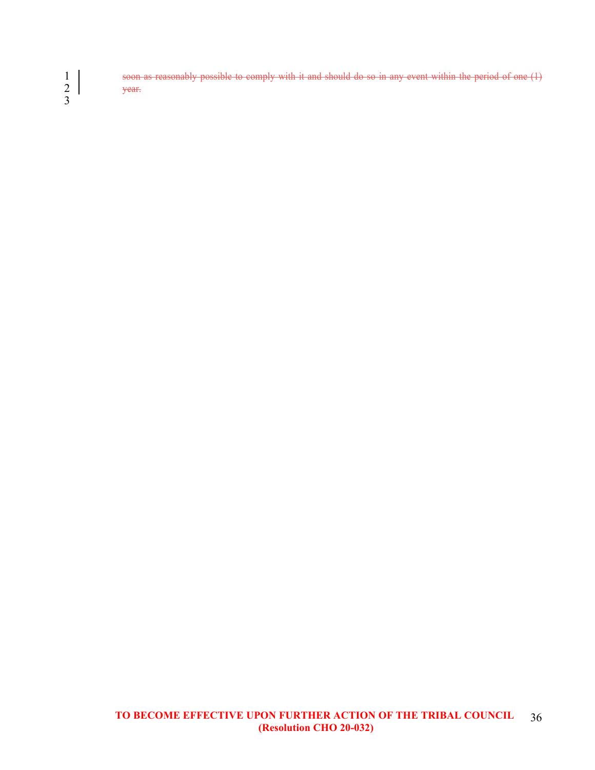~~soon as reasonably possible to comply with it and should do so in any event within the period of one (1) year.~~

**TO BECOME EFFECTIVE UPON FURTHER ACTION OF THE TRIBAL COUNCIL**
**(Resolution CHO 20-032)**